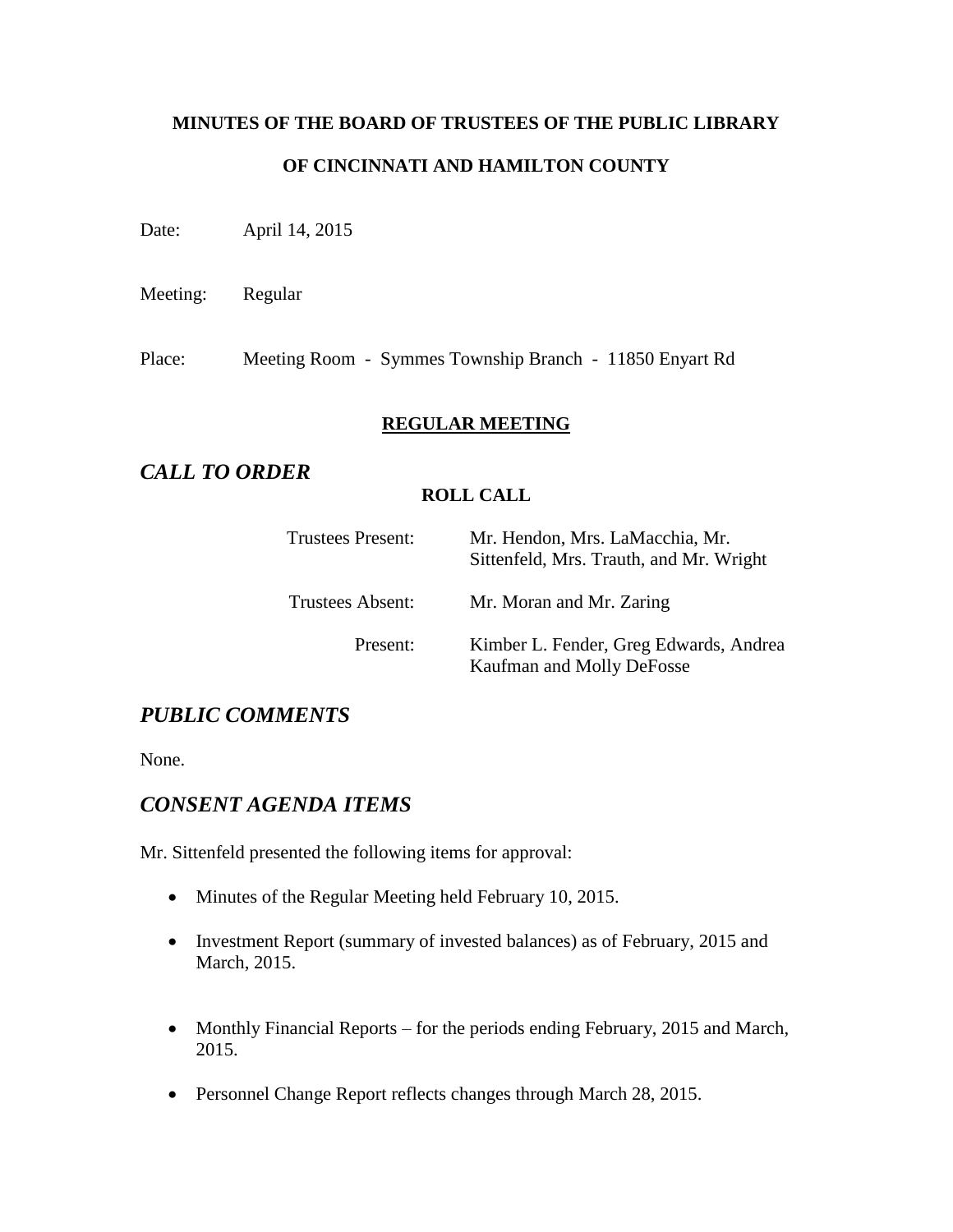**MINUTES OF THE BOARD OF TRUSTEES OF THE PUBLIC LIBRARY**

**OF CINCINNATI AND HAMILTON COUNTY**

Date: April 14, 2015

Meeting: Regular

Place: Meeting Room - Symmes Township Branch - 11850 Enyart Rd

## REGULAR MEETING

## *CALL TO ORDER*

**ROLL CALL**

| | |
|---|---|
| Trustees Present: | Mr. Hendon, Mrs. LaMacchia, Mr. Sittenfeld, Mrs. Trauth, and Mr. Wright |
| Trustees Absent: | Mr. Moran and Mr. Zaring |
| Present: | Kimber L. Fender, Greg Edwards, Andrea Kaufman and Molly DeFosse |

## *PUBLIC COMMENTS*

None.

## *CONSENT AGENDA ITEMS*

Mr. Sittenfeld presented the following items for approval:

- Minutes of the Regular Meeting held February 10, 2015.
- Investment Report (summary of invested balances) as of February, 2015 and March, 2015.
- Monthly Financial Reports – for the periods ending February, 2015 and March, 2015.
- Personnel Change Report reflects changes through March 28, 2015.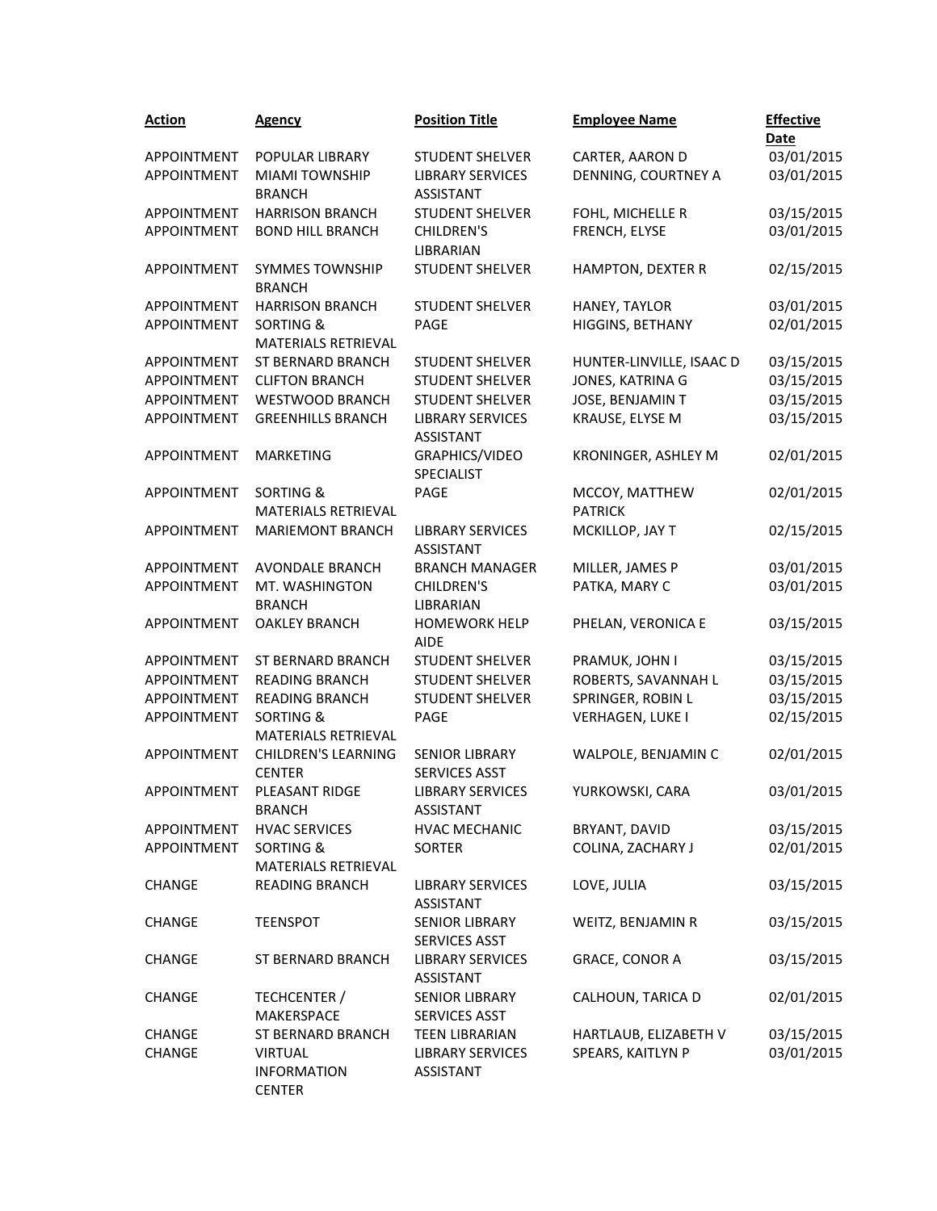| Action | Agency | Position Title | Employee Name | Effective Date |
|---|---|---|---|---|
| APPOINTMENT | POPULAR LIBRARY | STUDENT SHELVER | CARTER, AARON D | 03/01/2015 |
| APPOINTMENT | MIAMI TOWNSHIP BRANCH | LIBRARY SERVICES ASSISTANT | DENNING, COURTNEY A | 03/01/2015 |
| APPOINTMENT | HARRISON BRANCH | STUDENT SHELVER | FOHL, MICHELLE R | 03/15/2015 |
| APPOINTMENT | BOND HILL BRANCH | CHILDREN'S LIBRARIAN | FRENCH, ELYSE | 03/01/2015 |
| APPOINTMENT | SYMMES TOWNSHIP BRANCH | STUDENT SHELVER | HAMPTON, DEXTER R | 02/15/2015 |
| APPOINTMENT | HARRISON BRANCH | STUDENT SHELVER | HANEY, TAYLOR | 03/01/2015 |
| APPOINTMENT | SORTING & MATERIALS RETRIEVAL | PAGE | HIGGINS, BETHANY | 02/01/2015 |
| APPOINTMENT | ST BERNARD BRANCH | STUDENT SHELVER | HUNTER-LINVILLE, ISAAC D | 03/15/2015 |
| APPOINTMENT | CLIFTON BRANCH | STUDENT SHELVER | JONES, KATRINA G | 03/15/2015 |
| APPOINTMENT | WESTWOOD BRANCH | STUDENT SHELVER | JOSE, BENJAMIN T | 03/15/2015 |
| APPOINTMENT | GREENHILLS BRANCH | LIBRARY SERVICES ASSISTANT | KRAUSE, ELYSE M | 03/15/2015 |
| APPOINTMENT | MARKETING | GRAPHICS/VIDEO SPECIALIST | KRONINGER, ASHLEY M | 02/01/2015 |
| APPOINTMENT | SORTING & MATERIALS RETRIEVAL | PAGE | MCCOY, MATTHEW PATRICK | 02/01/2015 |
| APPOINTMENT | MARIEMONT BRANCH | LIBRARY SERVICES ASSISTANT | MCKILLOP, JAY T | 02/15/2015 |
| APPOINTMENT | AVONDALE BRANCH | BRANCH MANAGER | MILLER, JAMES P | 03/01/2015 |
| APPOINTMENT | MT. WASHINGTON BRANCH | CHILDREN'S LIBRARIAN | PATKA, MARY C | 03/01/2015 |
| APPOINTMENT | OAKLEY BRANCH | HOMEWORK HELP AIDE | PHELAN, VERONICA E | 03/15/2015 |
| APPOINTMENT | ST BERNARD BRANCH | STUDENT SHELVER | PRAMUK, JOHN I | 03/15/2015 |
| APPOINTMENT | READING BRANCH | STUDENT SHELVER | ROBERTS, SAVANNAH L | 03/15/2015 |
| APPOINTMENT | READING BRANCH | STUDENT SHELVER | SPRINGER, ROBIN L | 03/15/2015 |
| APPOINTMENT | SORTING & MATERIALS RETRIEVAL | PAGE | VERHAGEN, LUKE I | 02/15/2015 |
| APPOINTMENT | CHILDREN'S LEARNING CENTER | SENIOR LIBRARY SERVICES ASST | WALPOLE, BENJAMIN C | 02/01/2015 |
| APPOINTMENT | PLEASANT RIDGE BRANCH | LIBRARY SERVICES ASSISTANT | YURKOWSKI, CARA | 03/01/2015 |
| APPOINTMENT | HVAC SERVICES | HVAC MECHANIC | BRYANT, DAVID | 03/15/2015 |
| APPOINTMENT | SORTING & MATERIALS RETRIEVAL | SORTER | COLINA, ZACHARY J | 02/01/2015 |
| CHANGE | READING BRANCH | LIBRARY SERVICES ASSISTANT | LOVE, JULIA | 03/15/2015 |
| CHANGE | TEENSPOT | SENIOR LIBRARY SERVICES ASST | WEITZ, BENJAMIN R | 03/15/2015 |
| CHANGE | ST BERNARD BRANCH | LIBRARY SERVICES ASSISTANT | GRACE, CONOR A | 03/15/2015 |
| CHANGE | TECHCENTER / MAKERSPACE | SENIOR LIBRARY SERVICES ASST | CALHOUN, TARICA D | 02/01/2015 |
| CHANGE | ST BERNARD BRANCH | TEEN LIBRARIAN | HARTLAUB, ELIZABETH V | 03/15/2015 |
| CHANGE | VIRTUAL INFORMATION CENTER | LIBRARY SERVICES ASSISTANT | SPEARS, KAITLYN P | 03/01/2015 |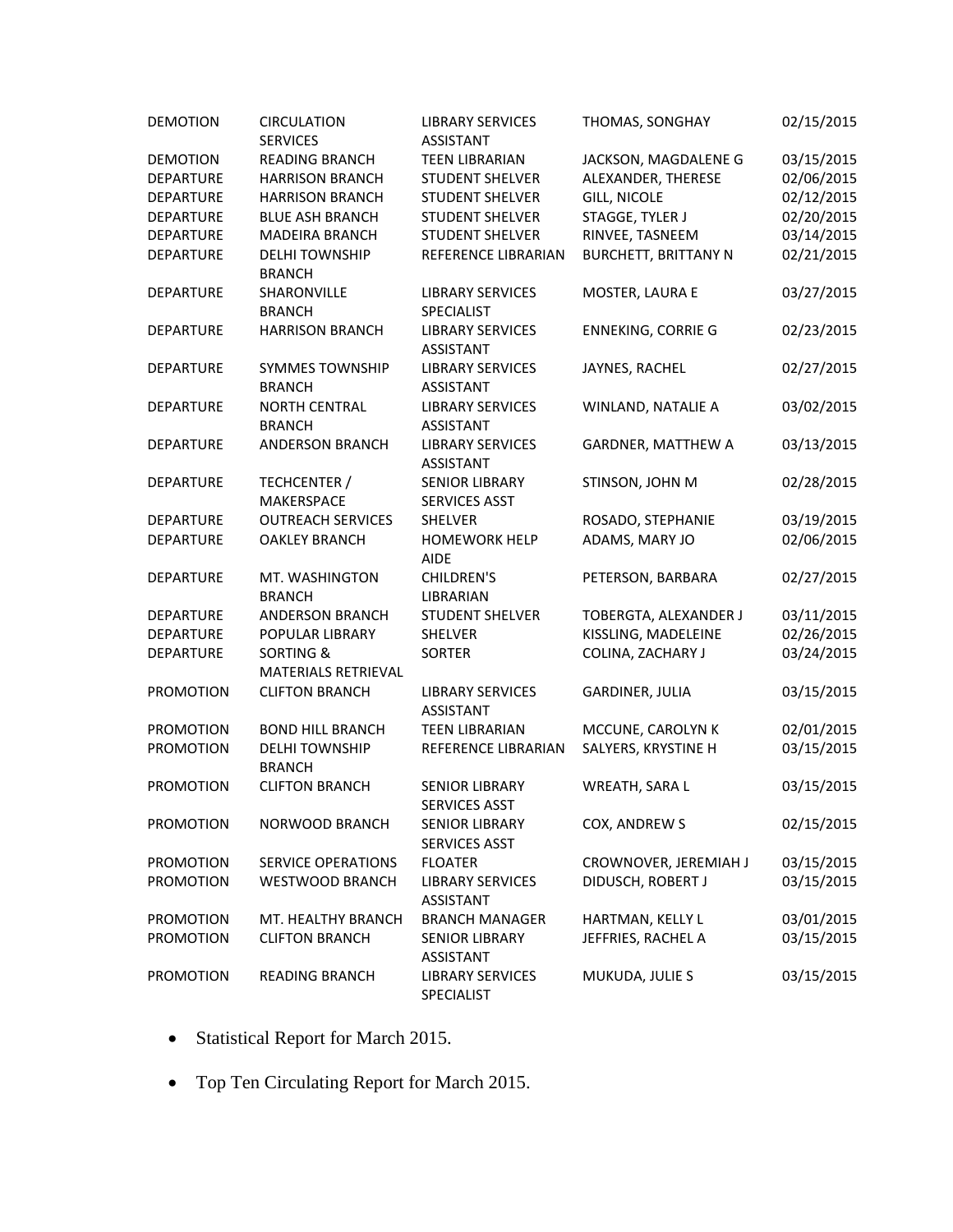| | | | | |
|---|---|---|---|---|
| DEMOTION | CIRCULATION SERVICES | LIBRARY SERVICES ASSISTANT | THOMAS, SONGHAY | 02/15/2015 |
| DEMOTION | READING BRANCH | TEEN LIBRARIAN | JACKSON, MAGDALENE G | 03/15/2015 |
| DEPARTURE | HARRISON BRANCH | STUDENT SHELVER | ALEXANDER, THERESE | 02/06/2015 |
| DEPARTURE | HARRISON BRANCH | STUDENT SHELVER | GILL, NICOLE | 02/12/2015 |
| DEPARTURE | BLUE ASH BRANCH | STUDENT SHELVER | STAGGE, TYLER J | 02/20/2015 |
| DEPARTURE | MADEIRA BRANCH | STUDENT SHELVER | RINVEE, TASNEEM | 03/14/2015 |
| DEPARTURE | DELHI TOWNSHIP BRANCH | REFERENCE LIBRARIAN | BURCHETT, BRITTANY N | 02/21/2015 |
| DEPARTURE | SHARONVILLE BRANCH | LIBRARY SERVICES SPECIALIST | MOSTER, LAURA E | 03/27/2015 |
| DEPARTURE | HARRISON BRANCH | LIBRARY SERVICES ASSISTANT | ENNEKING, CORRIE G | 02/23/2015 |
| DEPARTURE | SYMMES TOWNSHIP BRANCH | LIBRARY SERVICES ASSISTANT | JAYNES, RACHEL | 02/27/2015 |
| DEPARTURE | NORTH CENTRAL BRANCH | LIBRARY SERVICES ASSISTANT | WINLAND, NATALIE A | 03/02/2015 |
| DEPARTURE | ANDERSON BRANCH | LIBRARY SERVICES ASSISTANT | GARDNER, MATTHEW A | 03/13/2015 |
| DEPARTURE | TECHCENTER / MAKERSPACE | SENIOR LIBRARY SERVICES ASST | STINSON, JOHN M | 02/28/2015 |
| DEPARTURE | OUTREACH SERVICES | SHELVER | ROSADO, STEPHANIE | 03/19/2015 |
| DEPARTURE | OAKLEY BRANCH | HOMEWORK HELP AIDE | ADAMS, MARY JO | 02/06/2015 |
| DEPARTURE | MT. WASHINGTON BRANCH | CHILDREN'S LIBRARIAN | PETERSON, BARBARA | 02/27/2015 |
| DEPARTURE | ANDERSON BRANCH | STUDENT SHELVER | TOBERGTA, ALEXANDER J | 03/11/2015 |
| DEPARTURE | POPULAR LIBRARY | SHELVER | KISSLING, MADELEINE | 02/26/2015 |
| DEPARTURE | SORTING & MATERIALS RETRIEVAL | SORTER | COLINA, ZACHARY J | 03/24/2015 |
| PROMOTION | CLIFTON BRANCH | LIBRARY SERVICES ASSISTANT | GARDINER, JULIA | 03/15/2015 |
| PROMOTION | BOND HILL BRANCH | TEEN LIBRARIAN | MCCUNE, CAROLYN K | 02/01/2015 |
| PROMOTION | DELHI TOWNSHIP BRANCH | REFERENCE LIBRARIAN | SALYERS, KRYSTINE H | 03/15/2015 |
| PROMOTION | CLIFTON BRANCH | SENIOR LIBRARY SERVICES ASST | WREATH, SARA L | 03/15/2015 |
| PROMOTION | NORWOOD BRANCH | SENIOR LIBRARY SERVICES ASST | COX, ANDREW S | 02/15/2015 |
| PROMOTION | SERVICE OPERATIONS | FLOATER | CROWNOVER, JEREMIAH J | 03/15/2015 |
| PROMOTION | WESTWOOD BRANCH | LIBRARY SERVICES ASSISTANT | DIDUSCH, ROBERT J | 03/15/2015 |
| PROMOTION | MT. HEALTHY BRANCH | BRANCH MANAGER | HARTMAN, KELLY L | 03/01/2015 |
| PROMOTION | CLIFTON BRANCH | SENIOR LIBRARY ASSISTANT | JEFFRIES, RACHEL A | 03/15/2015 |
| PROMOTION | READING BRANCH | LIBRARY SERVICES SPECIALIST | MUKUDA, JULIE S | 03/15/2015 |

- Statistical Report for March 2015.
- Top Ten Circulating Report for March 2015.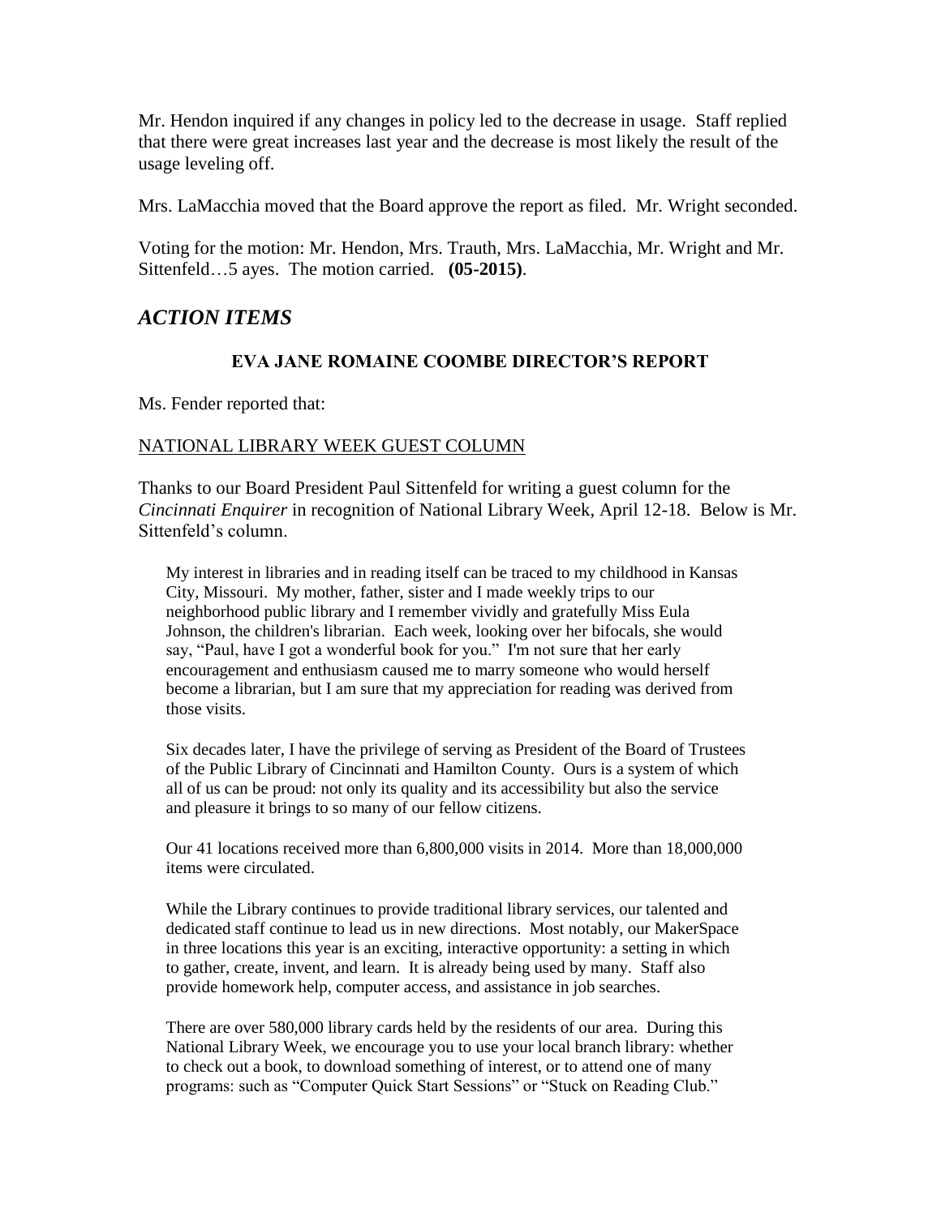Mr. Hendon inquired if any changes in policy led to the decrease in usage. Staff replied that there were great increases last year and the decrease is most likely the result of the usage leveling off.

Mrs. LaMacchia moved that the Board approve the report as filed. Mr. Wright seconded.

Voting for the motion: Mr. Hendon, Mrs. Trauth, Mrs. LaMacchia, Mr. Wright and Mr. Sittenfeld…5 ayes. The motion carried. **(05-2015)**.

## *ACTION ITEMS*

### EVA JANE ROMAINE COOMBE DIRECTOR'S REPORT

Ms. Fender reported that:

NATIONAL LIBRARY WEEK GUEST COLUMN

Thanks to our Board President Paul Sittenfeld for writing a guest column for the *Cincinnati Enquirer* in recognition of National Library Week, April 12-18. Below is Mr. Sittenfeld's column.

> My interest in libraries and in reading itself can be traced to my childhood in Kansas City, Missouri. My mother, father, sister and I made weekly trips to our neighborhood public library and I remember vividly and gratefully Miss Eula Johnson, the children's librarian. Each week, looking over her bifocals, she would say, "Paul, have I got a wonderful book for you." I'm not sure that her early encouragement and enthusiasm caused me to marry someone who would herself become a librarian, but I am sure that my appreciation for reading was derived from those visits.
>
> Six decades later, I have the privilege of serving as President of the Board of Trustees of the Public Library of Cincinnati and Hamilton County. Ours is a system of which all of us can be proud: not only its quality and its accessibility but also the service and pleasure it brings to so many of our fellow citizens.
>
> Our 41 locations received more than 6,800,000 visits in 2014. More than 18,000,000 items were circulated.
>
> While the Library continues to provide traditional library services, our talented and dedicated staff continue to lead us in new directions. Most notably, our MakerSpace in three locations this year is an exciting, interactive opportunity: a setting in which to gather, create, invent, and learn. It is already being used by many. Staff also provide homework help, computer access, and assistance in job searches.
>
> There are over 580,000 library cards held by the residents of our area. During this National Library Week, we encourage you to use your local branch library: whether to check out a book, to download something of interest, or to attend one of many programs: such as "Computer Quick Start Sessions" or "Stuck on Reading Club."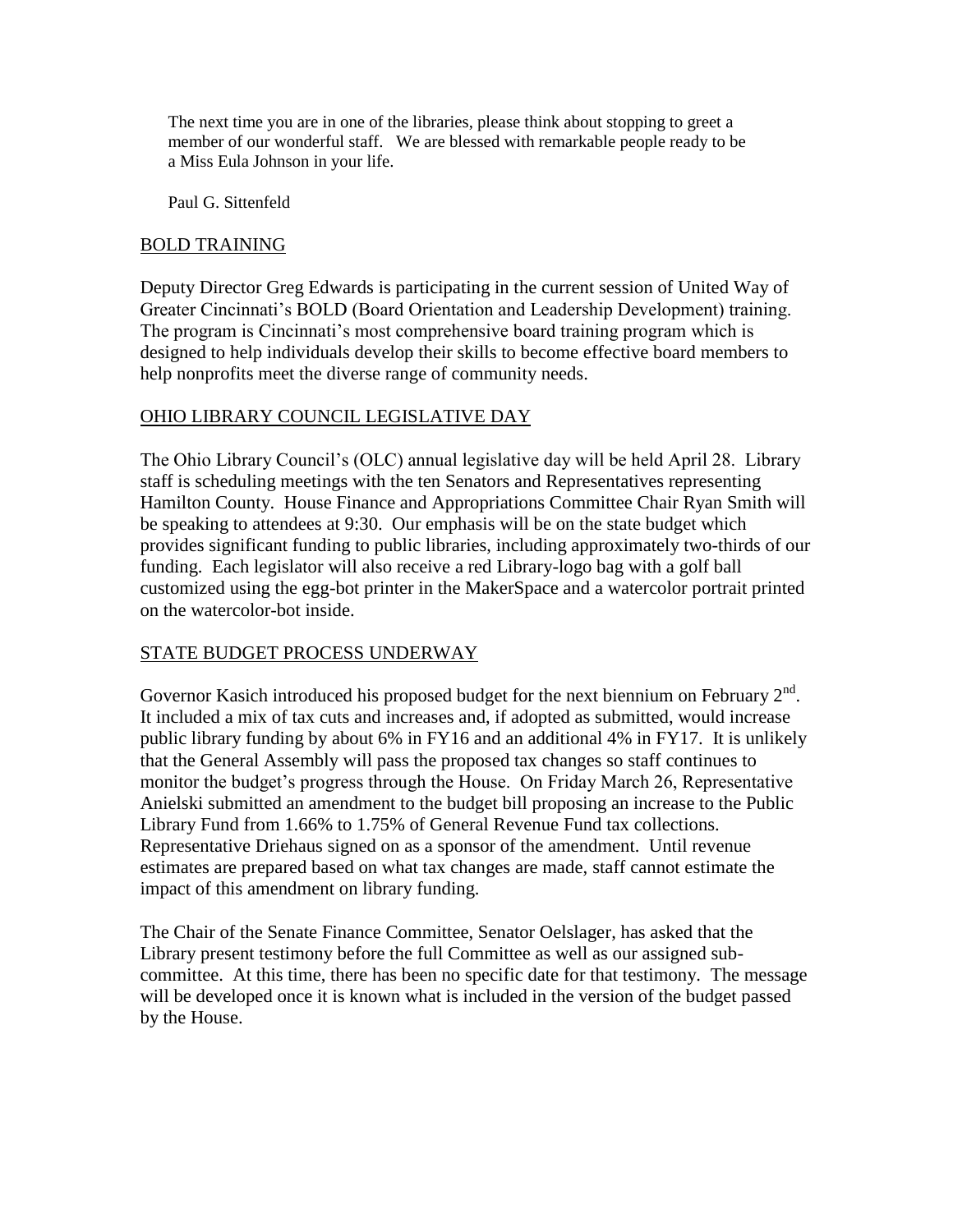The next time you are in one of the libraries, please think about stopping to greet a member of our wonderful staff. We are blessed with remarkable people ready to be a Miss Eula Johnson in your life.

Paul G. Sittenfeld

## BOLD TRAINING

Deputy Director Greg Edwards is participating in the current session of United Way of Greater Cincinnati's BOLD (Board Orientation and Leadership Development) training. The program is Cincinnati's most comprehensive board training program which is designed to help individuals develop their skills to become effective board members to help nonprofits meet the diverse range of community needs.

## OHIO LIBRARY COUNCIL LEGISLATIVE DAY

The Ohio Library Council's (OLC) annual legislative day will be held April 28. Library staff is scheduling meetings with the ten Senators and Representatives representing Hamilton County. House Finance and Appropriations Committee Chair Ryan Smith will be speaking to attendees at 9:30. Our emphasis will be on the state budget which provides significant funding to public libraries, including approximately two-thirds of our funding. Each legislator will also receive a red Library-logo bag with a golf ball customized using the egg-bot printer in the MakerSpace and a watercolor portrait printed on the watercolor-bot inside.

## STATE BUDGET PROCESS UNDERWAY

Governor Kasich introduced his proposed budget for the next biennium on February 2nd. It included a mix of tax cuts and increases and, if adopted as submitted, would increase public library funding by about 6% in FY16 and an additional 4% in FY17. It is unlikely that the General Assembly will pass the proposed tax changes so staff continues to monitor the budget's progress through the House. On Friday March 26, Representative Anielski submitted an amendment to the budget bill proposing an increase to the Public Library Fund from 1.66% to 1.75% of General Revenue Fund tax collections. Representative Driehaus signed on as a sponsor of the amendment. Until revenue estimates are prepared based on what tax changes are made, staff cannot estimate the impact of this amendment on library funding.

The Chair of the Senate Finance Committee, Senator Oelslager, has asked that the Library present testimony before the full Committee as well as our assigned sub-committee. At this time, there has been no specific date for that testimony. The message will be developed once it is known what is included in the version of the budget passed by the House.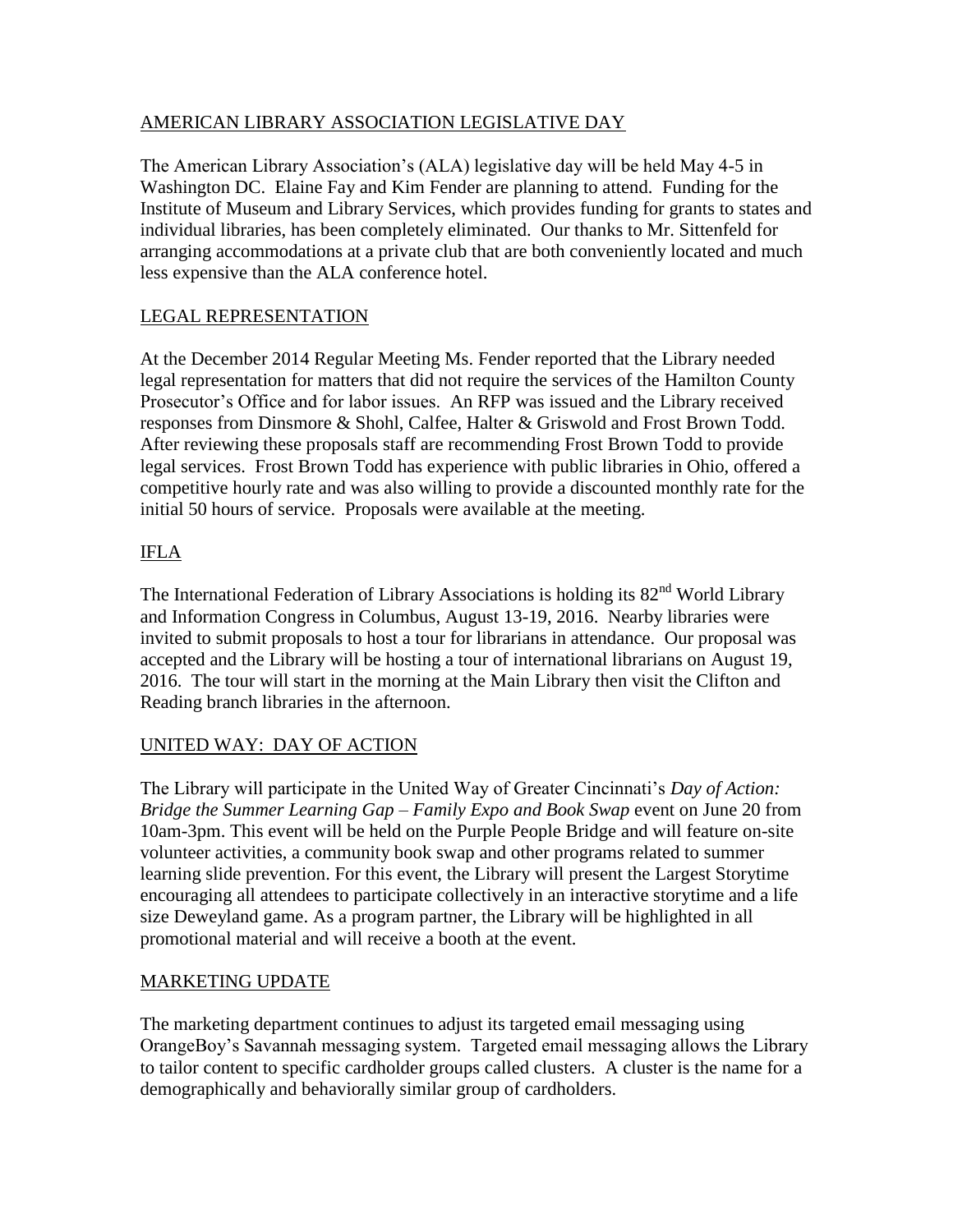## AMERICAN LIBRARY ASSOCIATION LEGISLATIVE DAY

The American Library Association's (ALA) legislative day will be held May 4-5 in Washington DC. Elaine Fay and Kim Fender are planning to attend. Funding for the Institute of Museum and Library Services, which provides funding for grants to states and individual libraries, has been completely eliminated. Our thanks to Mr. Sittenfeld for arranging accommodations at a private club that are both conveniently located and much less expensive than the ALA conference hotel.

## LEGAL REPRESENTATION

At the December 2014 Regular Meeting Ms. Fender reported that the Library needed legal representation for matters that did not require the services of the Hamilton County Prosecutor's Office and for labor issues. An RFP was issued and the Library received responses from Dinsmore & Shohl, Calfee, Halter & Griswold and Frost Brown Todd. After reviewing these proposals staff are recommending Frost Brown Todd to provide legal services. Frost Brown Todd has experience with public libraries in Ohio, offered a competitive hourly rate and was also willing to provide a discounted monthly rate for the initial 50 hours of service. Proposals were available at the meeting.

## IFLA

The International Federation of Library Associations is holding its 82nd World Library and Information Congress in Columbus, August 13-19, 2016. Nearby libraries were invited to submit proposals to host a tour for librarians in attendance. Our proposal was accepted and the Library will be hosting a tour of international librarians on August 19, 2016. The tour will start in the morning at the Main Library then visit the Clifton and Reading branch libraries in the afternoon.

## UNITED WAY: DAY OF ACTION

The Library will participate in the United Way of Greater Cincinnati's *Day of Action: Bridge the Summer Learning Gap – Family Expo and Book Swap* event on June 20 from 10am-3pm. This event will be held on the Purple People Bridge and will feature on-site volunteer activities, a community book swap and other programs related to summer learning slide prevention. For this event, the Library will present the Largest Storytime encouraging all attendees to participate collectively in an interactive storytime and a life size Deweyland game. As a program partner, the Library will be highlighted in all promotional material and will receive a booth at the event.

## MARKETING UPDATE

The marketing department continues to adjust its targeted email messaging using OrangeBoy's Savannah messaging system. Targeted email messaging allows the Library to tailor content to specific cardholder groups called clusters. A cluster is the name for a demographically and behaviorally similar group of cardholders.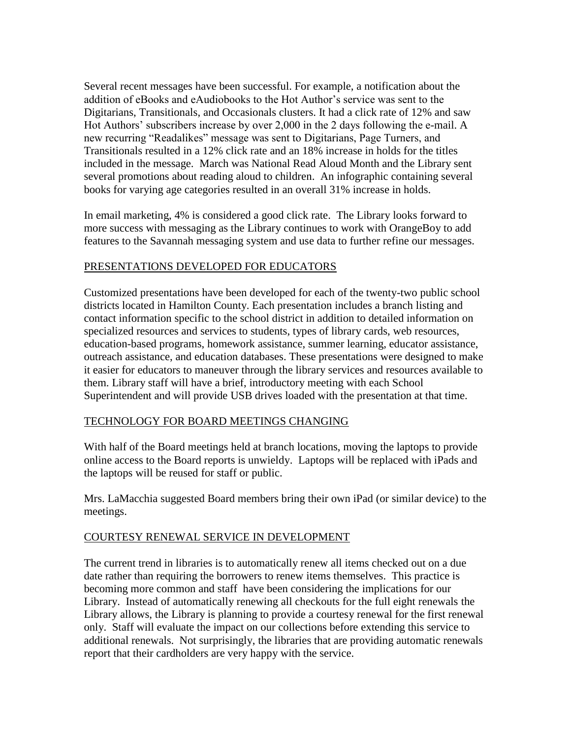Several recent messages have been successful. For example, a notification about the addition of eBooks and eAudiobooks to the Hot Author's service was sent to the Digitarians, Transitionals, and Occasionals clusters. It had a click rate of 12% and saw Hot Authors' subscribers increase by over 2,000 in the 2 days following the e-mail. A new recurring "Readalikes" message was sent to Digitarians, Page Turners, and Transitionals resulted in a 12% click rate and an 18% increase in holds for the titles included in the message. March was National Read Aloud Month and the Library sent several promotions about reading aloud to children. An infographic containing several books for varying age categories resulted in an overall 31% increase in holds.

In email marketing, 4% is considered a good click rate. The Library looks forward to more success with messaging as the Library continues to work with OrangeBoy to add features to the Savannah messaging system and use data to further refine our messages.

## PRESENTATIONS DEVELOPED FOR EDUCATORS

Customized presentations have been developed for each of the twenty-two public school districts located in Hamilton County. Each presentation includes a branch listing and contact information specific to the school district in addition to detailed information on specialized resources and services to students, types of library cards, web resources, education-based programs, homework assistance, summer learning, educator assistance, outreach assistance, and education databases. These presentations were designed to make it easier for educators to maneuver through the library services and resources available to them. Library staff will have a brief, introductory meeting with each School Superintendent and will provide USB drives loaded with the presentation at that time.

## TECHNOLOGY FOR BOARD MEETINGS CHANGING

With half of the Board meetings held at branch locations, moving the laptops to provide online access to the Board reports is unwieldy. Laptops will be replaced with iPads and the laptops will be reused for staff or public.

Mrs. LaMacchia suggested Board members bring their own iPad (or similar device) to the meetings.

## COURTESY RENEWAL SERVICE IN DEVELOPMENT

The current trend in libraries is to automatically renew all items checked out on a due date rather than requiring the borrowers to renew items themselves. This practice is becoming more common and staff have been considering the implications for our Library. Instead of automatically renewing all checkouts for the full eight renewals the Library allows, the Library is planning to provide a courtesy renewal for the first renewal only. Staff will evaluate the impact on our collections before extending this service to additional renewals. Not surprisingly, the libraries that are providing automatic renewals report that their cardholders are very happy with the service.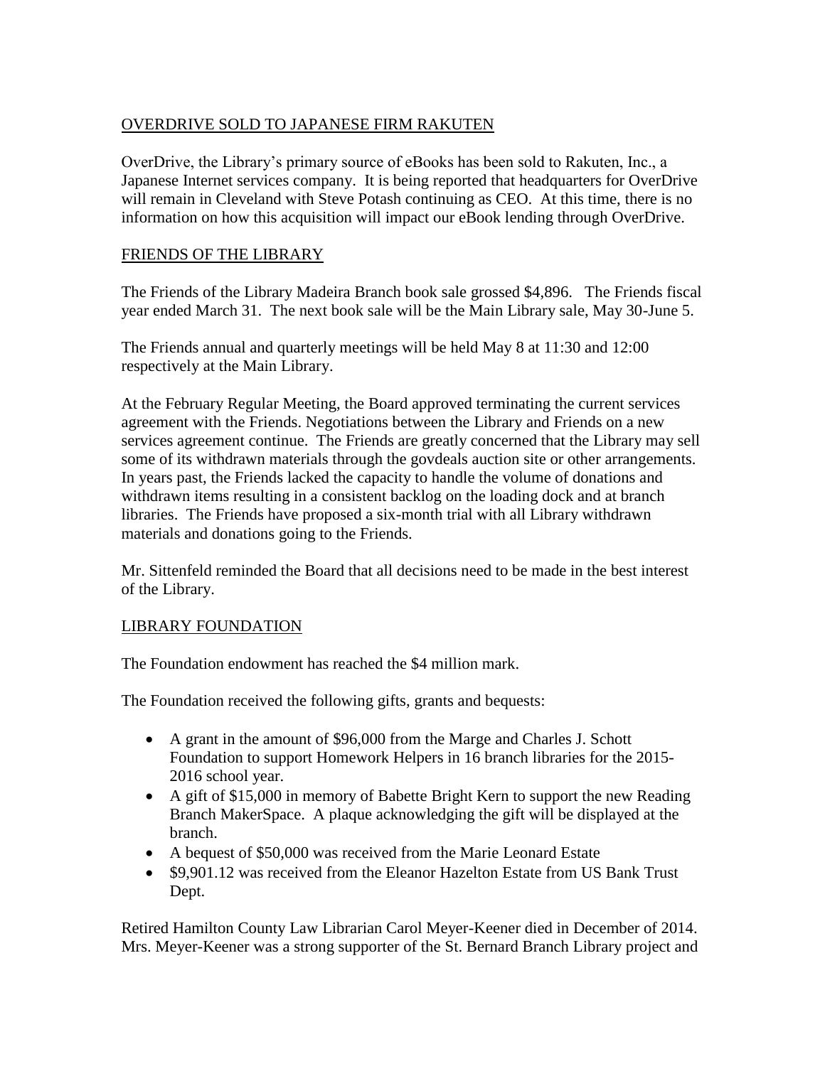## OVERDRIVE SOLD TO JAPANESE FIRM RAKUTEN

OverDrive, the Library's primary source of eBooks has been sold to Rakuten, Inc., a Japanese Internet services company. It is being reported that headquarters for OverDrive will remain in Cleveland with Steve Potash continuing as CEO. At this time, there is no information on how this acquisition will impact our eBook lending through OverDrive.

## FRIENDS OF THE LIBRARY

The Friends of the Library Madeira Branch book sale grossed $4,896. The Friends fiscal year ended March 31. The next book sale will be the Main Library sale, May 30-June 5.

The Friends annual and quarterly meetings will be held May 8 at 11:30 and 12:00 respectively at the Main Library.

At the February Regular Meeting, the Board approved terminating the current services agreement with the Friends. Negotiations between the Library and Friends on a new services agreement continue. The Friends are greatly concerned that the Library may sell some of its withdrawn materials through the govdeals auction site or other arrangements. In years past, the Friends lacked the capacity to handle the volume of donations and withdrawn items resulting in a consistent backlog on the loading dock and at branch libraries. The Friends have proposed a six-month trial with all Library withdrawn materials and donations going to the Friends.

Mr. Sittenfeld reminded the Board that all decisions need to be made in the best interest of the Library.

## LIBRARY FOUNDATION

The Foundation endowment has reached the $4 million mark.

The Foundation received the following gifts, grants and bequests:

- A grant in the amount of $96,000 from the Marge and Charles J. Schott Foundation to support Homework Helpers in 16 branch libraries for the 2015-2016 school year.
- A gift of $15,000 in memory of Babette Bright Kern to support the new Reading Branch MakerSpace. A plaque acknowledging the gift will be displayed at the branch.
- A bequest of $50,000 was received from the Marie Leonard Estate
- $9,901.12 was received from the Eleanor Hazelton Estate from US Bank Trust Dept.

Retired Hamilton County Law Librarian Carol Meyer-Keener died in December of 2014. Mrs. Meyer-Keener was a strong supporter of the St. Bernard Branch Library project and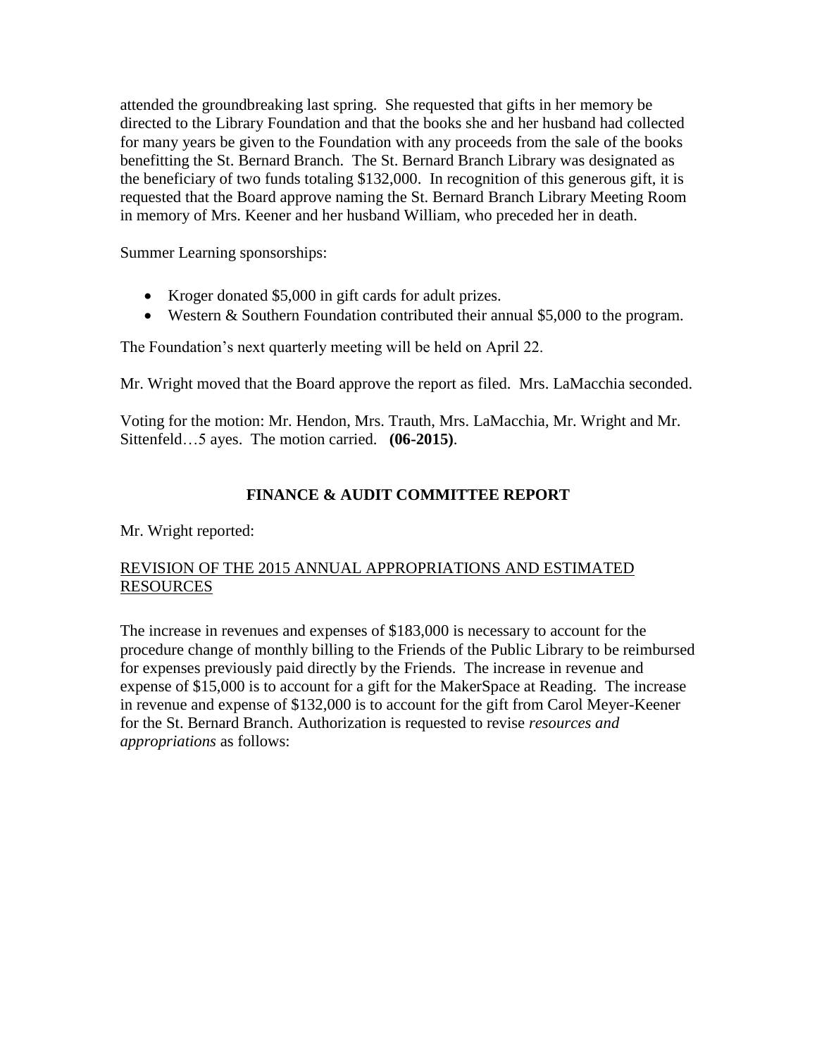attended the groundbreaking last spring. She requested that gifts in her memory be directed to the Library Foundation and that the books she and her husband had collected for many years be given to the Foundation with any proceeds from the sale of the books benefitting the St. Bernard Branch. The St. Bernard Branch Library was designated as the beneficiary of two funds totaling $132,000. In recognition of this generous gift, it is requested that the Board approve naming the St. Bernard Branch Library Meeting Room in memory of Mrs. Keener and her husband William, who preceded her in death.

Summer Learning sponsorships:

- Kroger donated $5,000 in gift cards for adult prizes.
- Western & Southern Foundation contributed their annual $5,000 to the program.

The Foundation's next quarterly meeting will be held on April 22.

Mr. Wright moved that the Board approve the report as filed. Mrs. LaMacchia seconded.

Voting for the motion: Mr. Hendon, Mrs. Trauth, Mrs. LaMacchia, Mr. Wright and Mr. Sittenfeld…5 ayes. The motion carried. **(06-2015)**.

## FINANCE & AUDIT COMMITTEE REPORT

Mr. Wright reported:

<u>REVISION OF THE 2015 ANNUAL APPROPRIATIONS AND ESTIMATED RESOURCES</u>

The increase in revenues and expenses of $183,000 is necessary to account for the procedure change of monthly billing to the Friends of the Public Library to be reimbursed for expenses previously paid directly by the Friends. The increase in revenue and expense of $15,000 is to account for a gift for the MakerSpace at Reading. The increase in revenue and expense of $132,000 is to account for the gift from Carol Meyer-Keener for the St. Bernard Branch. Authorization is requested to revise *resources and appropriations* as follows: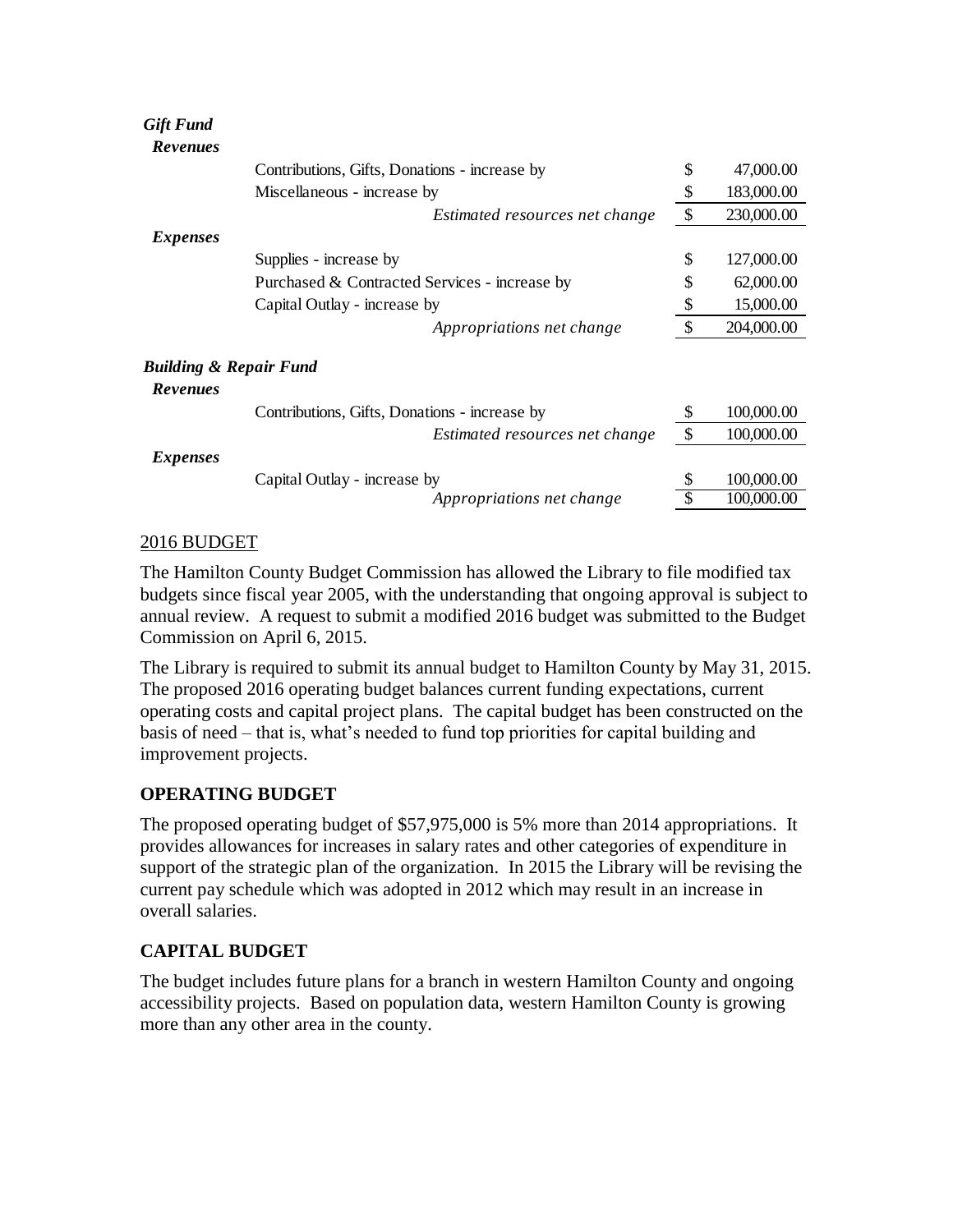***Gift Fund***

***Revenues***

| | | |
|---|---|---|
| Contributions, Gifts, Donations - increase by | $ | 47,000.00 |
| Miscellaneous - increase by | $ | 183,000.00 |
| *Estimated resources net change* | $ | 230,000.00 |

***Expenses***

| | | |
|---|---|---|
| Supplies - increase by | $ | 127,000.00 |
| Purchased & Contracted Services - increase by | $ | 62,000.00 |
| Capital Outlay - increase by | $ | 15,000.00 |
| *Appropriations net change* | $ | 204,000.00 |

***Building & Repair Fund***

***Revenues***

| | | |
|---|---|---|
| Contributions, Gifts, Donations - increase by | $ | 100,000.00 |
| *Estimated resources net change* | $ | 100,000.00 |

***Expenses***

| | | |
|---|---|---|
| Capital Outlay - increase by | $ | 100,000.00 |
| *Appropriations net change* | $ | 100,000.00 |

2016 BUDGET

The Hamilton County Budget Commission has allowed the Library to file modified tax budgets since fiscal year 2005, with the understanding that ongoing approval is subject to annual review. A request to submit a modified 2016 budget was submitted to the Budget Commission on April 6, 2015.

The Library is required to submit its annual budget to Hamilton County by May 31, 2015. The proposed 2016 operating budget balances current funding expectations, current operating costs and capital project plans. The capital budget has been constructed on the basis of need – that is, what's needed to fund top priorities for capital building and improvement projects.

## OPERATING BUDGET

The proposed operating budget of $57,975,000 is 5% more than 2014 appropriations. It provides allowances for increases in salary rates and other categories of expenditure in support of the strategic plan of the organization. In 2015 the Library will be revising the current pay schedule which was adopted in 2012 which may result in an increase in overall salaries.

## CAPITAL BUDGET

The budget includes future plans for a branch in western Hamilton County and ongoing accessibility projects. Based on population data, western Hamilton County is growing more than any other area in the county.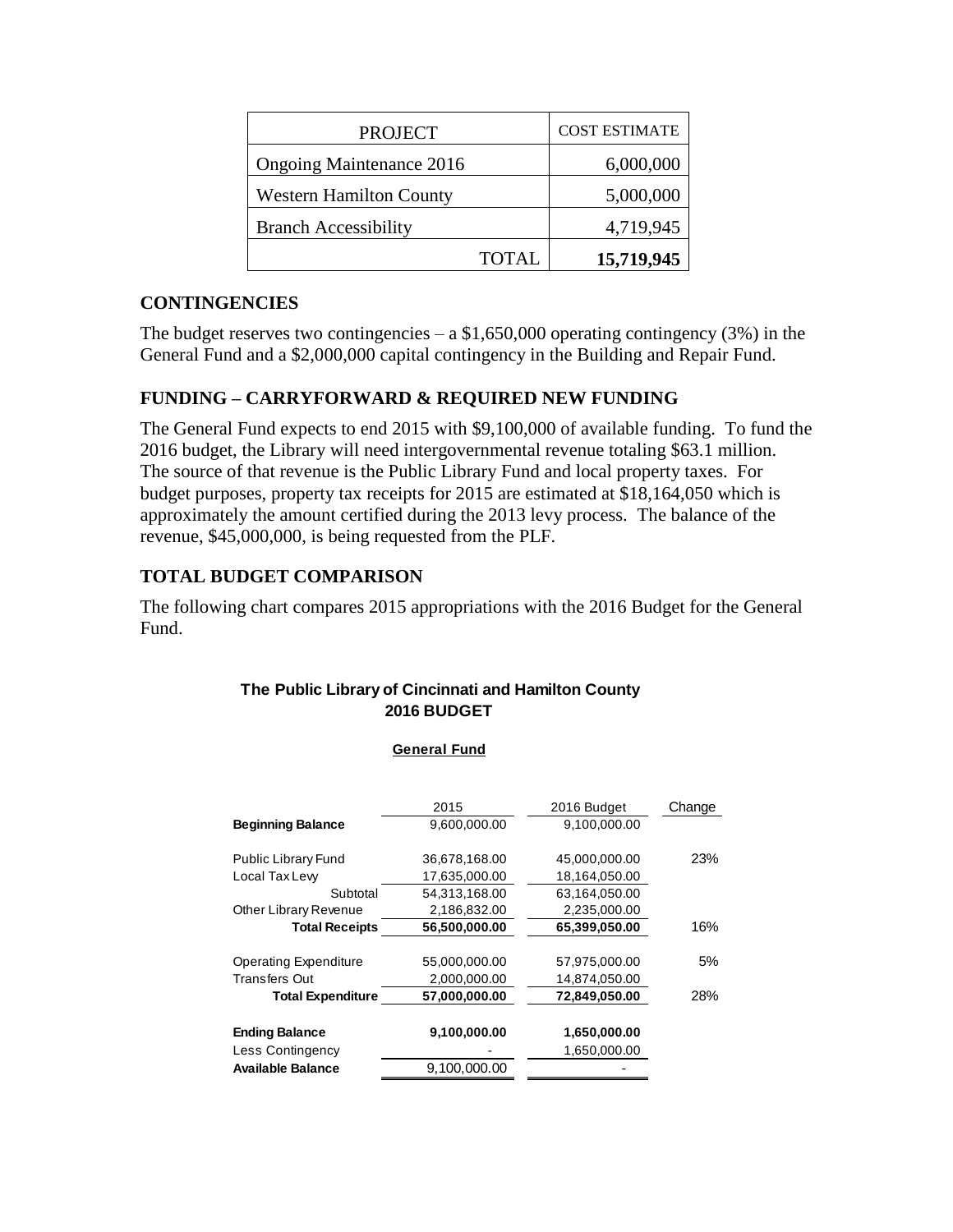| PROJECT | COST ESTIMATE |
|---|---|
| Ongoing Maintenance 2016 | 6,000,000 |
| Western Hamilton County | 5,000,000 |
| Branch Accessibility | 4,719,945 |
| TOTAL | **15,719,945** |

## CONTINGENCIES

The budget reserves two contingencies – a $1,650,000 operating contingency (3%) in the General Fund and a $2,000,000 capital contingency in the Building and Repair Fund.

## FUNDING – CARRYFORWARD & REQUIRED NEW FUNDING

The General Fund expects to end 2015 with $9,100,000 of available funding. To fund the 2016 budget, the Library will need intergovernmental revenue totaling $63.1 million. The source of that revenue is the Public Library Fund and local property taxes. For budget purposes, property tax receipts for 2015 are estimated at $18,164,050 which is approximately the amount certified during the 2013 levy process. The balance of the revenue, $45,000,000, is being requested from the PLF.

## TOTAL BUDGET COMPARISON

The following chart compares 2015 appropriations with the 2016 Budget for the General Fund.

**The Public Library of Cincinnati and Hamilton County**
**2016 BUDGET**

**General Fund**

| | 2015 | 2016 Budget | Change |
|---|---|---|---|
| **Beginning Balance** | 9,600,000.00 | 9,100,000.00 | |
| Public Library Fund | 36,678,168.00 | 45,000,000.00 | 23% |
| Local Tax Levy | 17,635,000.00 | 18,164,050.00 | |
| Subtotal | 54,313,168.00 | 63,164,050.00 | |
| Other Library Revenue | 2,186,832.00 | 2,235,000.00 | |
| **Total Receipts** | **56,500,000.00** | **65,399,050.00** | 16% |
| Operating Expenditure | 55,000,000.00 | 57,975,000.00 | 5% |
| Transfers Out | 2,000,000.00 | 14,874,050.00 | |
| **Total Expenditure** | **57,000,000.00** | **72,849,050.00** | 28% |
| **Ending Balance** | **9,100,000.00** | **1,650,000.00** | |
| Less Contingency | - | 1,650,000.00 | |
| **Available Balance** | 9,100,000.00 | - | |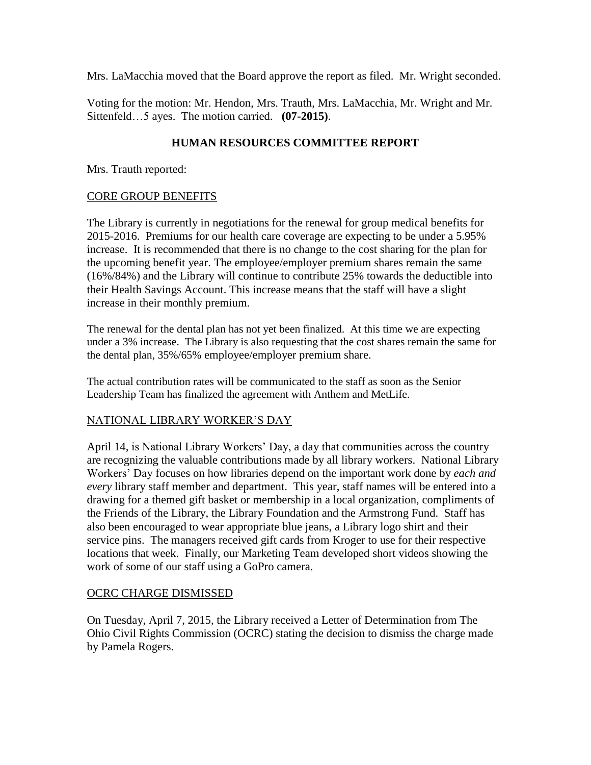Mrs. LaMacchia moved that the Board approve the report as filed. Mr. Wright seconded.

Voting for the motion: Mr. Hendon, Mrs. Trauth, Mrs. LaMacchia, Mr. Wright and Mr. Sittenfeld…5 ayes. The motion carried. **(07-2015)**.

## HUMAN RESOURCES COMMITTEE REPORT

Mrs. Trauth reported:

<u>CORE GROUP BENEFITS</u>

The Library is currently in negotiations for the renewal for group medical benefits for 2015-2016. Premiums for our health care coverage are expecting to be under a 5.95% increase. It is recommended that there is no change to the cost sharing for the plan for the upcoming benefit year. The employee/employer premium shares remain the same (16%/84%) and the Library will continue to contribute 25% towards the deductible into their Health Savings Account. This increase means that the staff will have a slight increase in their monthly premium.

The renewal for the dental plan has not yet been finalized. At this time we are expecting under a 3% increase. The Library is also requesting that the cost shares remain the same for the dental plan, 35%/65% employee/employer premium share.

The actual contribution rates will be communicated to the staff as soon as the Senior Leadership Team has finalized the agreement with Anthem and MetLife.

<u>NATIONAL LIBRARY WORKER'S DAY</u>

April 14, is National Library Workers' Day, a day that communities across the country are recognizing the valuable contributions made by all library workers. National Library Workers' Day focuses on how libraries depend on the important work done by *each and every* library staff member and department. This year, staff names will be entered into a drawing for a themed gift basket or membership in a local organization, compliments of the Friends of the Library, the Library Foundation and the Armstrong Fund. Staff has also been encouraged to wear appropriate blue jeans, a Library logo shirt and their service pins. The managers received gift cards from Kroger to use for their respective locations that week. Finally, our Marketing Team developed short videos showing the work of some of our staff using a GoPro camera.

<u>OCRC CHARGE DISMISSED</u>

On Tuesday, April 7, 2015, the Library received a Letter of Determination from The Ohio Civil Rights Commission (OCRC) stating the decision to dismiss the charge made by Pamela Rogers.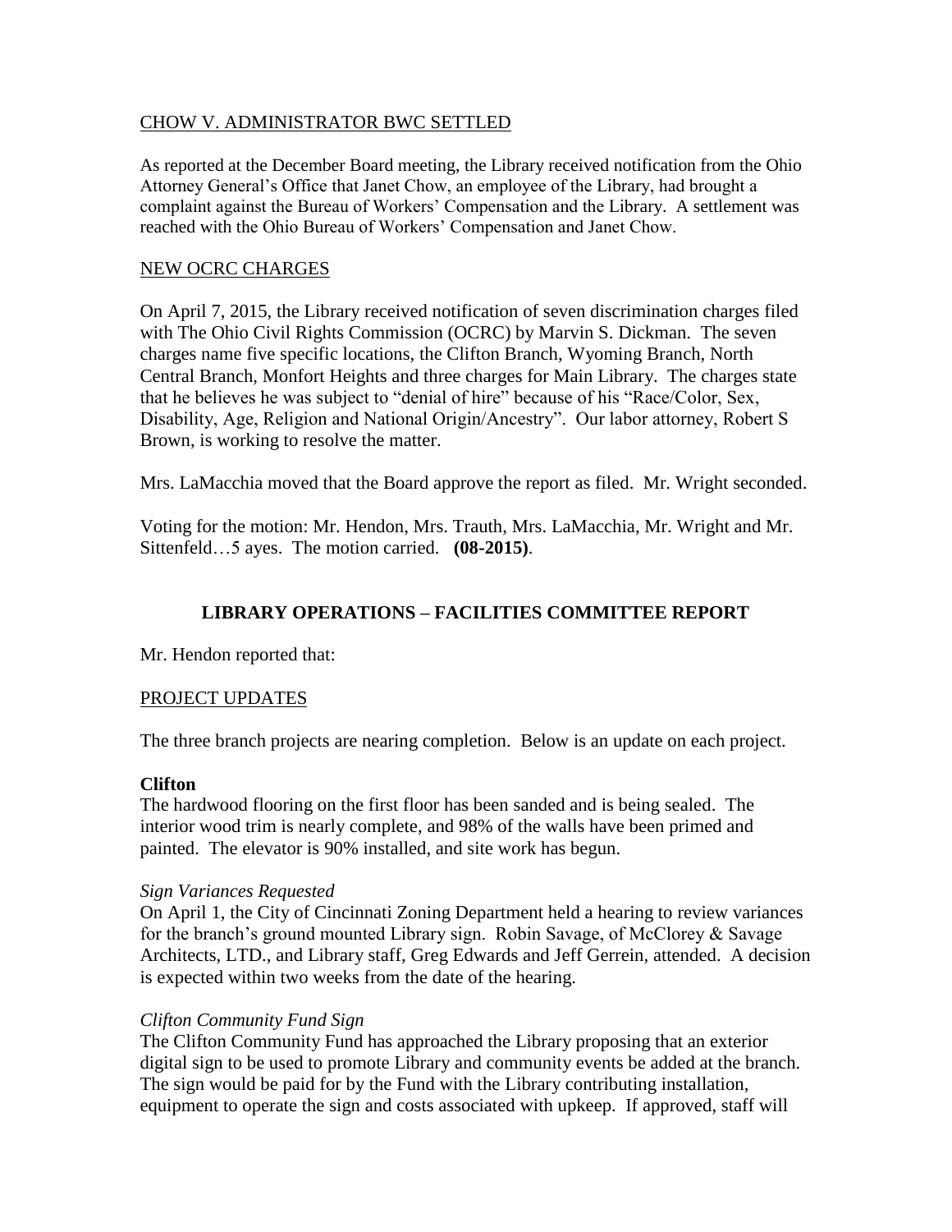CHOW V. ADMINISTRATOR BWC SETTLED

As reported at the December Board meeting, the Library received notification from the Ohio Attorney General's Office that Janet Chow, an employee of the Library, had brought a complaint against the Bureau of Workers' Compensation and the Library. A settlement was reached with the Ohio Bureau of Workers' Compensation and Janet Chow.

NEW OCRC CHARGES

On April 7, 2015, the Library received notification of seven discrimination charges filed with The Ohio Civil Rights Commission (OCRC) by Marvin S. Dickman. The seven charges name five specific locations, the Clifton Branch, Wyoming Branch, North Central Branch, Monfort Heights and three charges for Main Library. The charges state that he believes he was subject to "denial of hire" because of his "Race/Color, Sex, Disability, Age, Religion and National Origin/Ancestry". Our labor attorney, Robert S Brown, is working to resolve the matter.

Mrs. LaMacchia moved that the Board approve the report as filed. Mr. Wright seconded.

Voting for the motion: Mr. Hendon, Mrs. Trauth, Mrs. LaMacchia, Mr. Wright and Mr. Sittenfeld…5 ayes. The motion carried. **(08-2015)**.

## LIBRARY OPERATIONS – FACILITIES COMMITTEE REPORT

Mr. Hendon reported that:

PROJECT UPDATES

The three branch projects are nearing completion. Below is an update on each project.

**Clifton**

The hardwood flooring on the first floor has been sanded and is being sealed. The interior wood trim is nearly complete, and 98% of the walls have been primed and painted. The elevator is 90% installed, and site work has begun.

*Sign Variances Requested*

On April 1, the City of Cincinnati Zoning Department held a hearing to review variances for the branch's ground mounted Library sign. Robin Savage, of McClorey & Savage Architects, LTD., and Library staff, Greg Edwards and Jeff Gerrein, attended. A decision is expected within two weeks from the date of the hearing.

*Clifton Community Fund Sign*

The Clifton Community Fund has approached the Library proposing that an exterior digital sign to be used to promote Library and community events be added at the branch. The sign would be paid for by the Fund with the Library contributing installation, equipment to operate the sign and costs associated with upkeep. If approved, staff will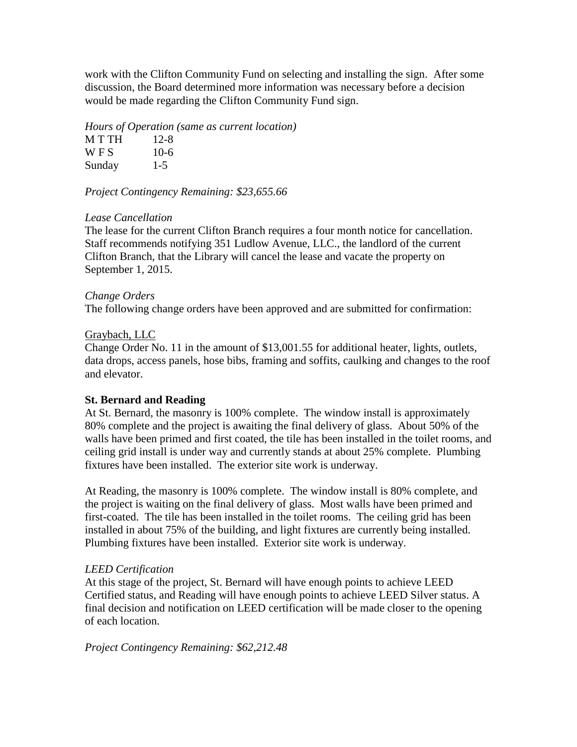work with the Clifton Community Fund on selecting and installing the sign. After some discussion, the Board determined more information was necessary before a decision would be made regarding the Clifton Community Fund sign.

*Hours of Operation (same as current location)*

| | |
|---|---|
| M T TH | 12-8 |
| W F S | 10-6 |
| Sunday | 1-5 |

*Project Contingency Remaining: $23,655.66*

*Lease Cancellation*

The lease for the current Clifton Branch requires a four month notice for cancellation. Staff recommends notifying 351 Ludlow Avenue, LLC., the landlord of the current Clifton Branch, that the Library will cancel the lease and vacate the property on September 1, 2015.

*Change Orders*

The following change orders have been approved and are submitted for confirmation:

<u>Graybach, LLC</u>

Change Order No. 11 in the amount of $13,001.55 for additional heater, lights, outlets, data drops, access panels, hose bibs, framing and soffits, caulking and changes to the roof and elevator.

**St. Bernard and Reading**

At St. Bernard, the masonry is 100% complete. The window install is approximately 80% complete and the project is awaiting the final delivery of glass. About 50% of the walls have been primed and first coated, the tile has been installed in the toilet rooms, and ceiling grid install is under way and currently stands at about 25% complete. Plumbing fixtures have been installed. The exterior site work is underway.

At Reading, the masonry is 100% complete. The window install is 80% complete, and the project is waiting on the final delivery of glass. Most walls have been primed and first-coated. The tile has been installed in the toilet rooms. The ceiling grid has been installed in about 75% of the building, and light fixtures are currently being installed. Plumbing fixtures have been installed. Exterior site work is underway.

*LEED Certification*

At this stage of the project, St. Bernard will have enough points to achieve LEED Certified status, and Reading will have enough points to achieve LEED Silver status. A final decision and notification on LEED certification will be made closer to the opening of each location.

*Project Contingency Remaining: $62,212.48*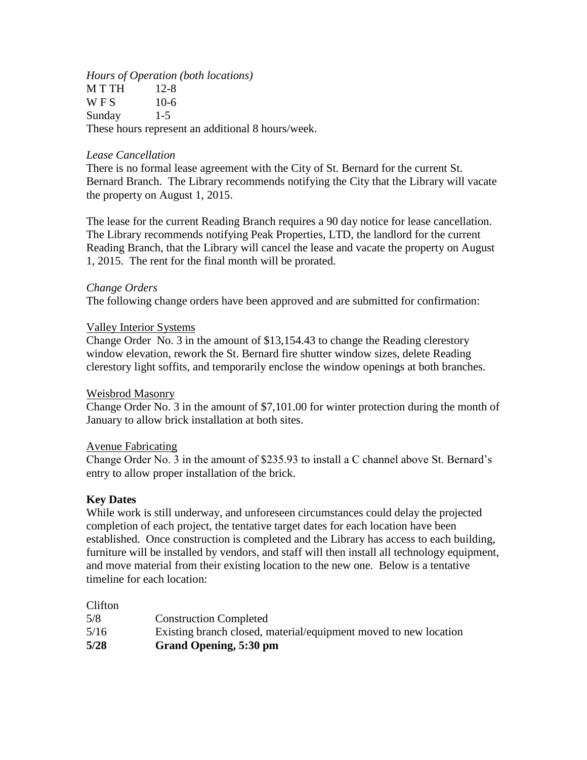*Hours of Operation (both locations)*

| | |
|---|---|
| M T TH | 12-8 |
| W F S | 10-6 |
| Sunday | 1-5 |

These hours represent an additional 8 hours/week.

*Lease Cancellation*

There is no formal lease agreement with the City of St. Bernard for the current St. Bernard Branch. The Library recommends notifying the City that the Library will vacate the property on August 1, 2015.

The lease for the current Reading Branch requires a 90 day notice for lease cancellation. The Library recommends notifying Peak Properties, LTD, the landlord for the current Reading Branch, that the Library will cancel the lease and vacate the property on August 1, 2015. The rent for the final month will be prorated.

*Change Orders*

The following change orders have been approved and are submitted for confirmation:

<u>Valley Interior Systems</u>

Change Order No. 3 in the amount of $13,154.43 to change the Reading clerestory window elevation, rework the St. Bernard fire shutter window sizes, delete Reading clerestory light soffits, and temporarily enclose the window openings at both branches.

<u>Weisbrod Masonry</u>

Change Order No. 3 in the amount of $7,101.00 for winter protection during the month of January to allow brick installation at both sites.

<u>Avenue Fabricating</u>

Change Order No. 3 in the amount of $235.93 to install a C channel above St. Bernard's entry to allow proper installation of the brick.

**Key Dates**

While work is still underway, and unforeseen circumstances could delay the projected completion of each project, the tentative target dates for each location have been established. Once construction is completed and the Library has access to each building, furniture will be installed by vendors, and staff will then install all technology equipment, and move material from their existing location to the new one. Below is a tentative timeline for each location:

Clifton

| | |
|---|---|
| 5/8 | Construction Completed |
| 5/16 | Existing branch closed, material/equipment moved to new location |
| **5/28** | **Grand Opening, 5:30 pm** |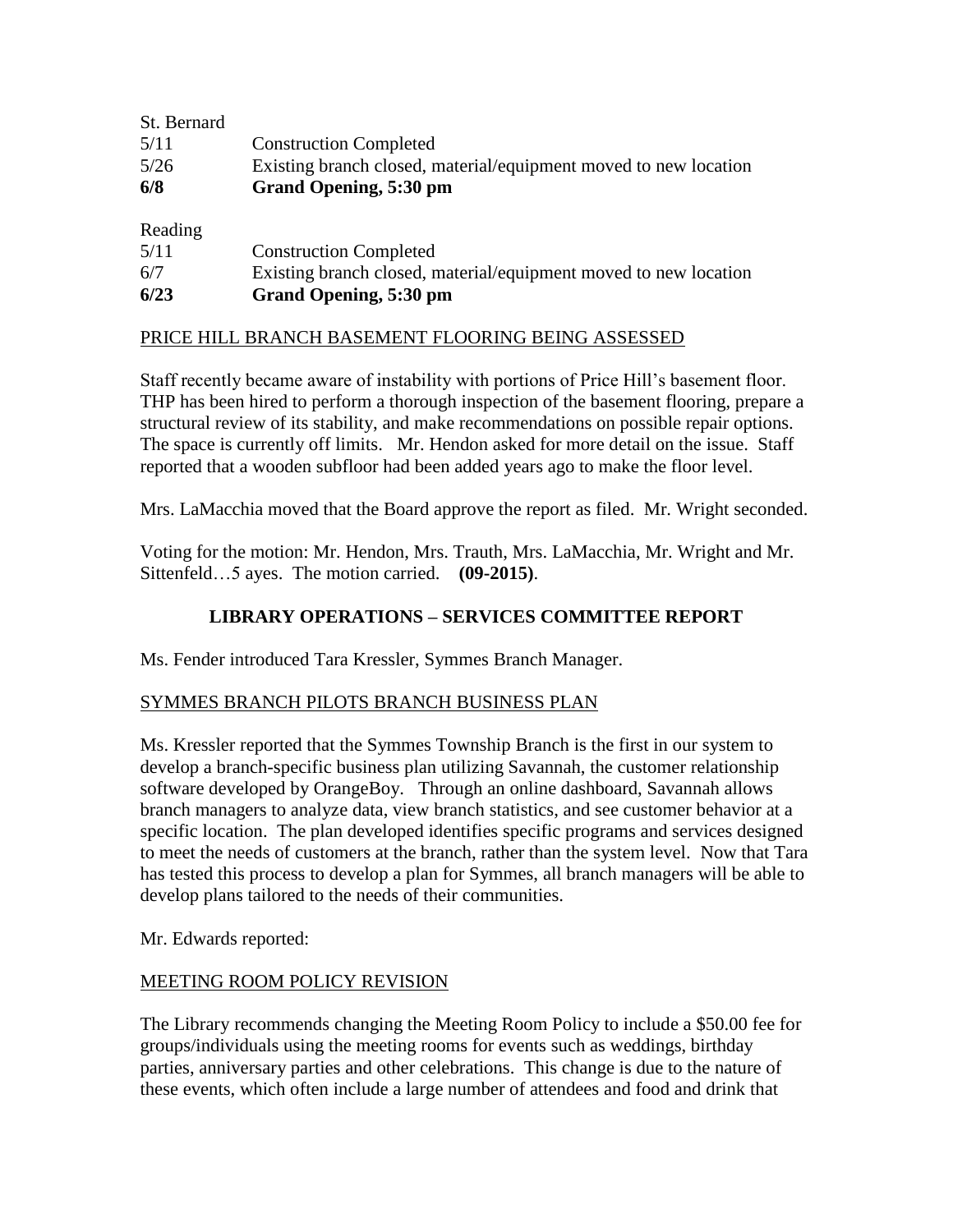St. Bernard

| | |
|---|---|
| 5/11 | Construction Completed |
| 5/26 | Existing branch closed, material/equipment moved to new location |
| **6/8** | **Grand Opening, 5:30 pm** |

Reading

| | |
|---|---|
| 5/11 | Construction Completed |
| 6/7 | Existing branch closed, material/equipment moved to new location |
| **6/23** | **Grand Opening, 5:30 pm** |

PRICE HILL BRANCH BASEMENT FLOORING BEING ASSESSED

Staff recently became aware of instability with portions of Price Hill's basement floor. THP has been hired to perform a thorough inspection of the basement flooring, prepare a structural review of its stability, and make recommendations on possible repair options. The space is currently off limits. Mr. Hendon asked for more detail on the issue. Staff reported that a wooden subfloor had been added years ago to make the floor level.

Mrs. LaMacchia moved that the Board approve the report as filed. Mr. Wright seconded.

Voting for the motion: Mr. Hendon, Mrs. Trauth, Mrs. LaMacchia, Mr. Wright and Mr. Sittenfeld…5 ayes. The motion carried. **(09-2015)**.

## LIBRARY OPERATIONS – SERVICES COMMITTEE REPORT

Ms. Fender introduced Tara Kressler, Symmes Branch Manager.

SYMMES BRANCH PILOTS BRANCH BUSINESS PLAN

Ms. Kressler reported that the Symmes Township Branch is the first in our system to develop a branch-specific business plan utilizing Savannah, the customer relationship software developed by OrangeBoy. Through an online dashboard, Savannah allows branch managers to analyze data, view branch statistics, and see customer behavior at a specific location. The plan developed identifies specific programs and services designed to meet the needs of customers at the branch, rather than the system level. Now that Tara has tested this process to develop a plan for Symmes, all branch managers will be able to develop plans tailored to the needs of their communities.

Mr. Edwards reported:

MEETING ROOM POLICY REVISION

The Library recommends changing the Meeting Room Policy to include a $50.00 fee for groups/individuals using the meeting rooms for events such as weddings, birthday parties, anniversary parties and other celebrations. This change is due to the nature of these events, which often include a large number of attendees and food and drink that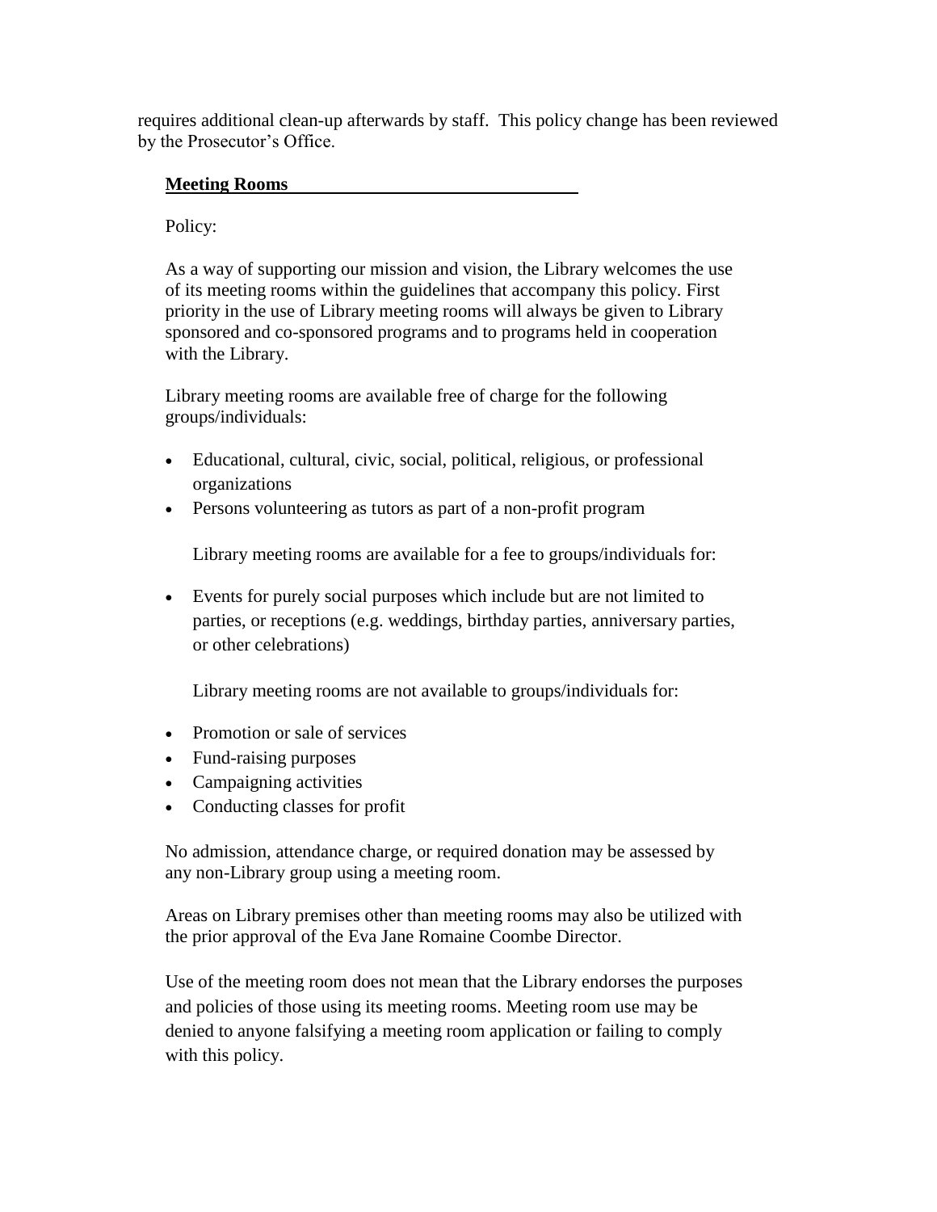requires additional clean-up afterwards by staff. This policy change has been reviewed by the Prosecutor's Office.

**Meeting Rooms**

Policy:

As a way of supporting our mission and vision, the Library welcomes the use of its meeting rooms within the guidelines that accompany this policy. First priority in the use of Library meeting rooms will always be given to Library sponsored and co-sponsored programs and to programs held in cooperation with the Library.

Library meeting rooms are available free of charge for the following groups/individuals:

- Educational, cultural, civic, social, political, religious, or professional organizations
- Persons volunteering as tutors as part of a non-profit program

Library meeting rooms are available for a fee to groups/individuals for:

- Events for purely social purposes which include but are not limited to parties, or receptions (e.g. weddings, birthday parties, anniversary parties, or other celebrations)

Library meeting rooms are not available to groups/individuals for:

- Promotion or sale of services
- Fund-raising purposes
- Campaigning activities
- Conducting classes for profit

No admission, attendance charge, or required donation may be assessed by any non-Library group using a meeting room.

Areas on Library premises other than meeting rooms may also be utilized with the prior approval of the Eva Jane Romaine Coombe Director.

Use of the meeting room does not mean that the Library endorses the purposes and policies of those using its meeting rooms. Meeting room use may be denied to anyone falsifying a meeting room application or failing to comply with this policy.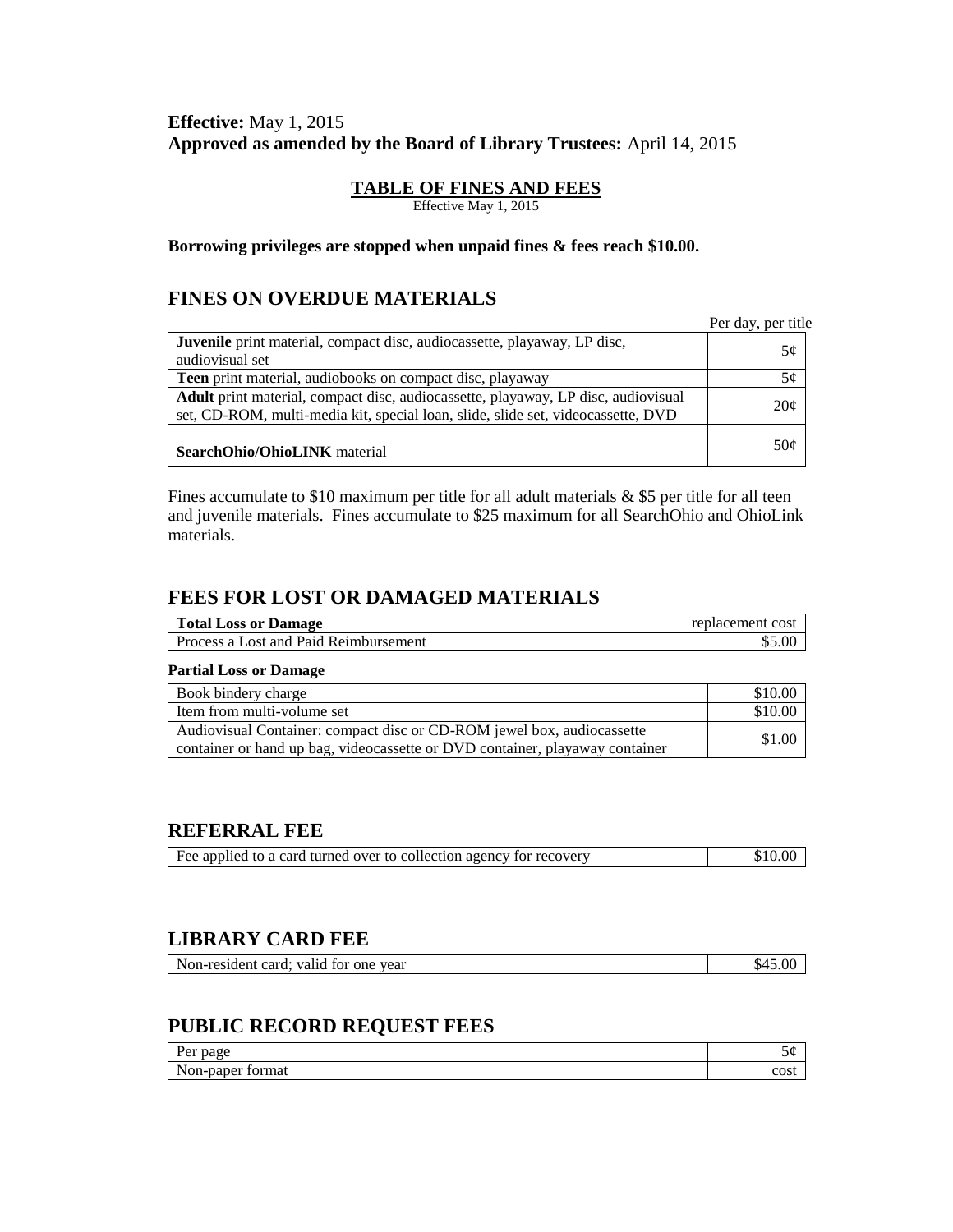**Effective:** May 1, 2015
**Approved as amended by the Board of Library Trustees:** April 14, 2015

## TABLE OF FINES AND FEES

Effective May 1, 2015

**Borrowing privileges are stopped when unpaid fines & fees reach $10.00.**

## FINES ON OVERDUE MATERIALS

| | Per day, per title |
|---|---|
| **Juvenile** print material, compact disc, audiocassette, playaway, LP disc, audiovisual set | 5¢ |
| **Teen** print material, audiobooks on compact disc, playaway | 5¢ |
| **Adult** print material, compact disc, audiocassette, playaway, LP disc, audiovisual set, CD-ROM, multi-media kit, special loan, slide, slide set, videocassette, DVD | 20¢ |
| **SearchOhio/OhioLINK** material | 50¢ |

Fines accumulate to $10 maximum per title for all adult materials & $5 per title for all teen and juvenile materials. Fines accumulate to $25 maximum for all SearchOhio and OhioLink materials.

## FEES FOR LOST OR DAMAGED MATERIALS

| **Total Loss or Damage** | replacement cost |
|---|---|
| Process a Lost and Paid Reimbursement | $5.00 |

**Partial Loss or Damage**

| | |
|---|---|
| Book bindery charge | $10.00 |
| Item from multi-volume set | $10.00 |
| Audiovisual Container: compact disc or CD-ROM jewel box, audiocassette container or hand up bag, videocassette or DVD container, playaway container | $1.00 |

## REFERRAL FEE

| | |
|---|---|
| Fee applied to a card turned over to collection agency for recovery | $10.00 |

## LIBRARY CARD FEE

| | |
|---|---|
| Non-resident card; valid for one year | $45.00 |

## PUBLIC RECORD REQUEST FEES

| | |
|---|---|
| Per page | 5¢ |
| Non-paper format | cost |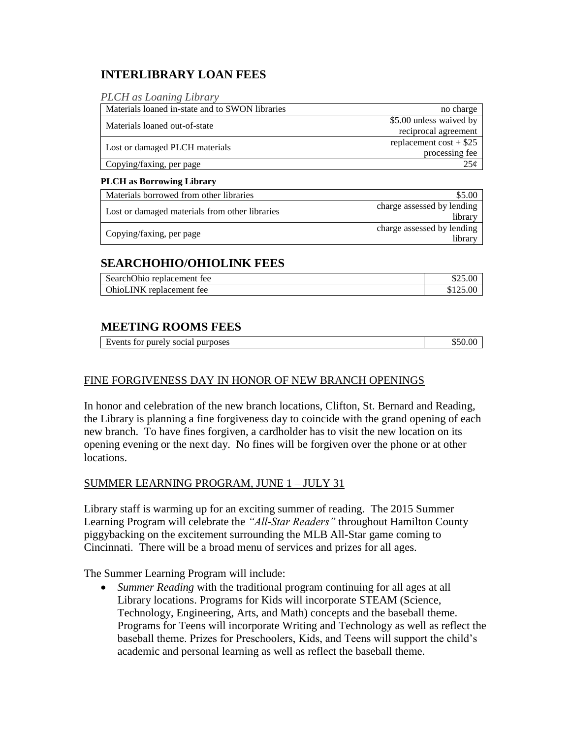## INTERLIBRARY LOAN FEES

*PLCH as Loaning Library*

| | |
|---|---|
| Materials loaned in-state and to SWON libraries | no charge |
| Materials loaned out-of-state | $5.00 unless waived by reciprocal agreement |
| Lost or damaged PLCH materials | replacement cost + $25 processing fee |
| Copying/faxing, per page | 25¢ |

**PLCH as Borrowing Library**

| | |
|---|---|
| Materials borrowed from other libraries | $5.00 |
| Lost or damaged materials from other libraries | charge assessed by lending library |
| Copying/faxing, per page | charge assessed by lending library |

## SEARCHOHIO/OHIOLINK FEES

| | |
|---|---|
| SearchOhio replacement fee | $25.00 |
| OhioLINK replacement fee | $125.00 |

## MEETING ROOMS FEES

| | |
|---|---|
| Events for purely social purposes | $50.00 |

FINE FORGIVENESS DAY IN HONOR OF NEW BRANCH OPENINGS

In honor and celebration of the new branch locations, Clifton, St. Bernard and Reading, the Library is planning a fine forgiveness day to coincide with the grand opening of each new branch. To have fines forgiven, a cardholder has to visit the new location on its opening evening or the next day. No fines will be forgiven over the phone or at other locations.

SUMMER LEARNING PROGRAM, JUNE 1 – JULY 31

Library staff is warming up for an exciting summer of reading. The 2015 Summer Learning Program will celebrate the *"All-Star Readers"* throughout Hamilton County piggybacking on the excitement surrounding the MLB All-Star game coming to Cincinnati. There will be a broad menu of services and prizes for all ages.

The Summer Learning Program will include:

- *Summer Reading* with the traditional program continuing for all ages at all Library locations. Programs for Kids will incorporate STEAM (Science, Technology, Engineering, Arts, and Math) concepts and the baseball theme. Programs for Teens will incorporate Writing and Technology as well as reflect the baseball theme. Prizes for Preschoolers, Kids, and Teens will support the child's academic and personal learning as well as reflect the baseball theme.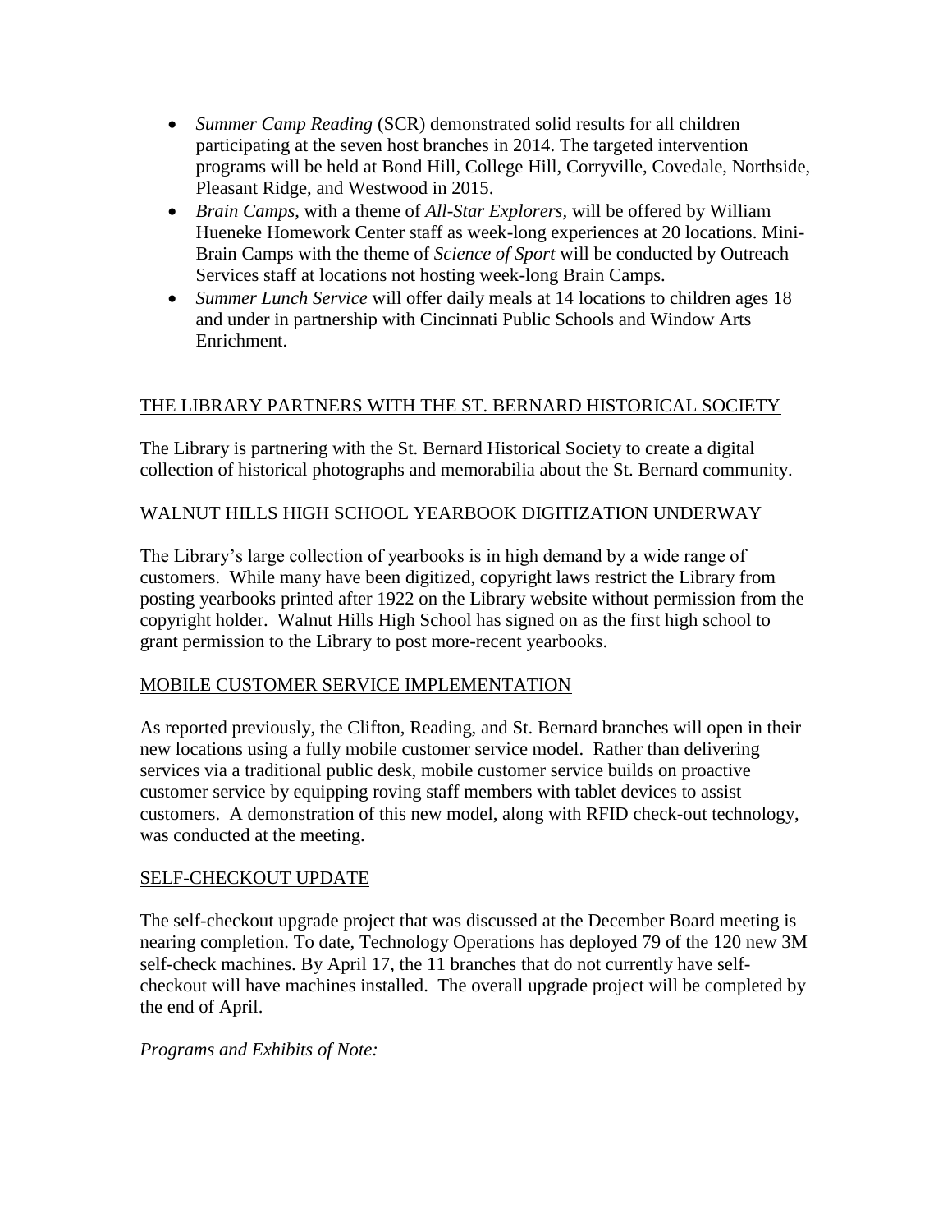- *Summer Camp Reading* (SCR) demonstrated solid results for all children participating at the seven host branches in 2014. The targeted intervention programs will be held at Bond Hill, College Hill, Corryville, Covedale, Northside, Pleasant Ridge, and Westwood in 2015.
- *Brain Camps*, with a theme of *All-Star Explorers*, will be offered by William Hueneke Homework Center staff as week-long experiences at 20 locations. Mini-Brain Camps with the theme of *Science of Sport* will be conducted by Outreach Services staff at locations not hosting week-long Brain Camps.
- *Summer Lunch Service* will offer daily meals at 14 locations to children ages 18 and under in partnership with Cincinnati Public Schools and Window Arts Enrichment.

## THE LIBRARY PARTNERS WITH THE ST. BERNARD HISTORICAL SOCIETY

The Library is partnering with the St. Bernard Historical Society to create a digital collection of historical photographs and memorabilia about the St. Bernard community.

## WALNUT HILLS HIGH SCHOOL YEARBOOK DIGITIZATION UNDERWAY

The Library's large collection of yearbooks is in high demand by a wide range of customers. While many have been digitized, copyright laws restrict the Library from posting yearbooks printed after 1922 on the Library website without permission from the copyright holder. Walnut Hills High School has signed on as the first high school to grant permission to the Library to post more-recent yearbooks.

## MOBILE CUSTOMER SERVICE IMPLEMENTATION

As reported previously, the Clifton, Reading, and St. Bernard branches will open in their new locations using a fully mobile customer service model. Rather than delivering services via a traditional public desk, mobile customer service builds on proactive customer service by equipping roving staff members with tablet devices to assist customers. A demonstration of this new model, along with RFID check-out technology, was conducted at the meeting.

## SELF-CHECKOUT UPDATE

The self-checkout upgrade project that was discussed at the December Board meeting is nearing completion. To date, Technology Operations has deployed 79 of the 120 new 3M self-check machines. By April 17, the 11 branches that do not currently have self-checkout will have machines installed. The overall upgrade project will be completed by the end of April.

*Programs and Exhibits of Note:*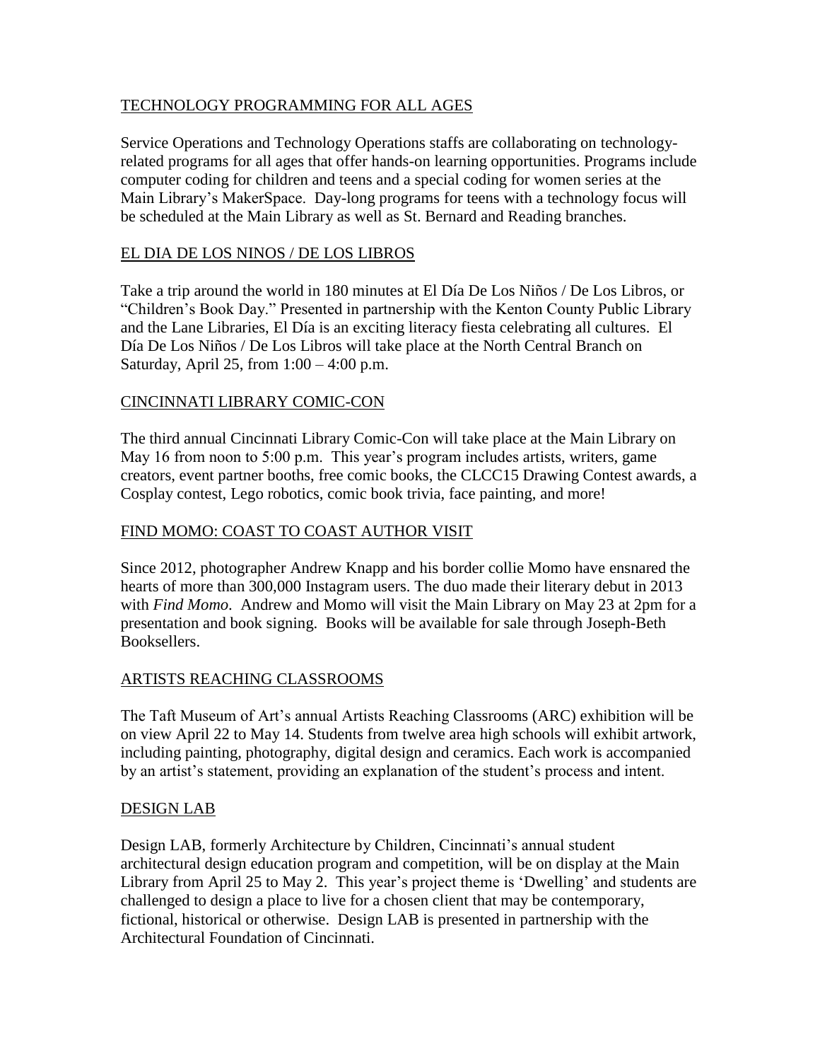## TECHNOLOGY PROGRAMMING FOR ALL AGES

Service Operations and Technology Operations staffs are collaborating on technology-related programs for all ages that offer hands-on learning opportunities. Programs include computer coding for children and teens and a special coding for women series at the Main Library's MakerSpace. Day-long programs for teens with a technology focus will be scheduled at the Main Library as well as St. Bernard and Reading branches.

## EL DIA DE LOS NINOS / DE LOS LIBROS

Take a trip around the world in 180 minutes at El Día De Los Niños / De Los Libros, or "Children's Book Day." Presented in partnership with the Kenton County Public Library and the Lane Libraries, El Día is an exciting literacy fiesta celebrating all cultures. El Día De Los Niños / De Los Libros will take place at the North Central Branch on Saturday, April 25, from 1:00 – 4:00 p.m.

## CINCINNATI LIBRARY COMIC-CON

The third annual Cincinnati Library Comic-Con will take place at the Main Library on May 16 from noon to 5:00 p.m. This year's program includes artists, writers, game creators, event partner booths, free comic books, the CLCC15 Drawing Contest awards, a Cosplay contest, Lego robotics, comic book trivia, face painting, and more!

## FIND MOMO: COAST TO COAST AUTHOR VISIT

Since 2012, photographer Andrew Knapp and his border collie Momo have ensnared the hearts of more than 300,000 Instagram users. The duo made their literary debut in 2013 with *Find Momo*. Andrew and Momo will visit the Main Library on May 23 at 2pm for a presentation and book signing. Books will be available for sale through Joseph-Beth Booksellers.

## ARTISTS REACHING CLASSROOMS

The Taft Museum of Art's annual Artists Reaching Classrooms (ARC) exhibition will be on view April 22 to May 14. Students from twelve area high schools will exhibit artwork, including painting, photography, digital design and ceramics. Each work is accompanied by an artist's statement, providing an explanation of the student's process and intent.

## DESIGN LAB

Design LAB, formerly Architecture by Children, Cincinnati's annual student architectural design education program and competition, will be on display at the Main Library from April 25 to May 2. This year's project theme is 'Dwelling' and students are challenged to design a place to live for a chosen client that may be contemporary, fictional, historical or otherwise. Design LAB is presented in partnership with the Architectural Foundation of Cincinnati.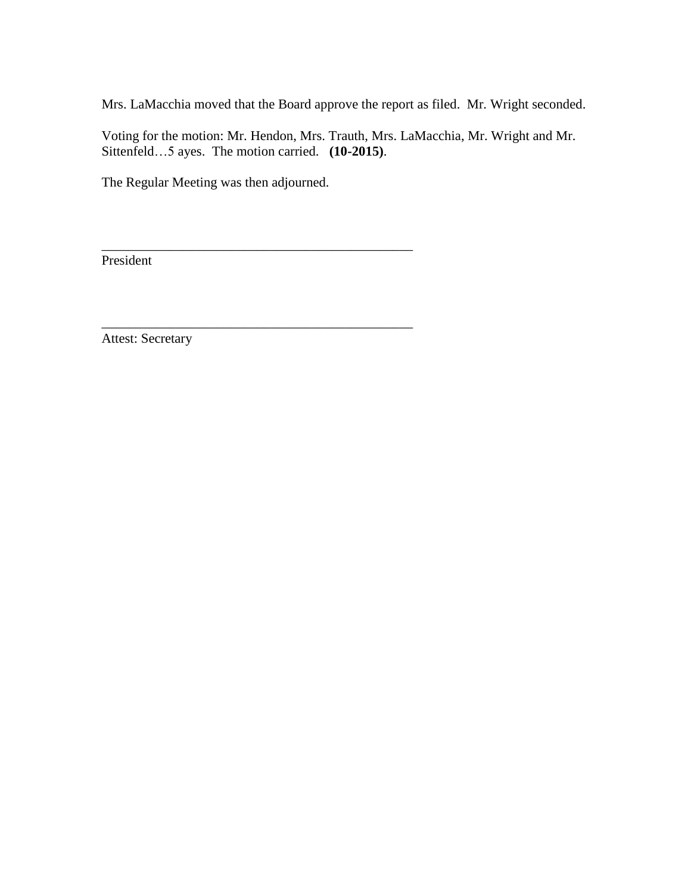Mrs. LaMacchia moved that the Board approve the report as filed. Mr. Wright seconded.

Voting for the motion: Mr. Hendon, Mrs. Trauth, Mrs. LaMacchia, Mr. Wright and Mr. Sittenfeld…5 ayes. The motion carried. **(10-2015)**.

The Regular Meeting was then adjourned.

_______________________________________________
President

_______________________________________________
Attest: Secretary